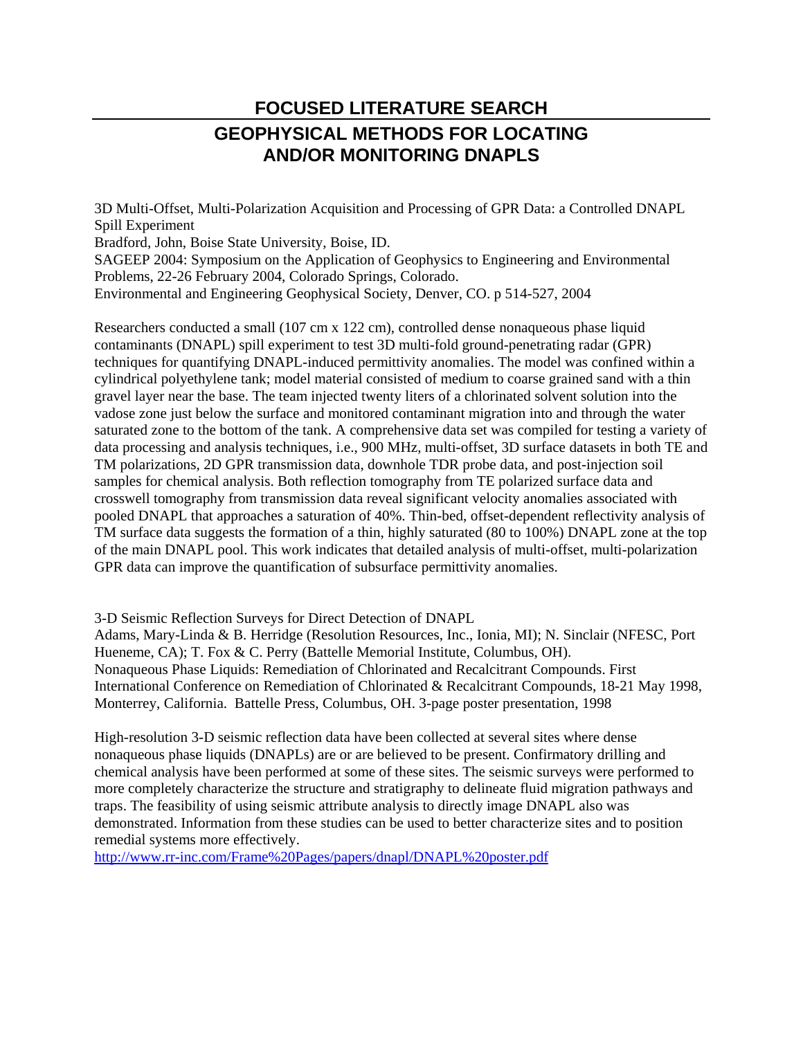# FOCUSED LITERATURE SEARCH

## GEOPHYSICAL METHODS FOR LOCATING AND/OR MONITORING DNAPLS

3D Multi-Offset, Multi-Polarization Acquisition and Processing of GPR Data: a Controlled DNAPL Spill Experiment
Bradford, John, Boise State University, Boise, ID.
SAGEEP 2004: Symposium on the Application of Geophysics to Engineering and Environmental Problems, 22-26 February 2004, Colorado Springs, Colorado.
Environmental and Engineering Geophysical Society, Denver, CO. p 514-527, 2004

Researchers conducted a small (107 cm x 122 cm), controlled dense nonaqueous phase liquid contaminants (DNAPL) spill experiment to test 3D multi-fold ground-penetrating radar (GPR) techniques for quantifying DNAPL-induced permittivity anomalies. The model was confined within a cylindrical polyethylene tank; model material consisted of medium to coarse grained sand with a thin gravel layer near the base. The team injected twenty liters of a chlorinated solvent solution into the vadose zone just below the surface and monitored contaminant migration into and through the water saturated zone to the bottom of the tank. A comprehensive data set was compiled for testing a variety of data processing and analysis techniques, i.e., 900 MHz, multi-offset, 3D surface datasets in both TE and TM polarizations, 2D GPR transmission data, downhole TDR probe data, and post-injection soil samples for chemical analysis. Both reflection tomography from TE polarized surface data and crosswell tomography from transmission data reveal significant velocity anomalies associated with pooled DNAPL that approaches a saturation of 40%. Thin-bed, offset-dependent reflectivity analysis of TM surface data suggests the formation of a thin, highly saturated (80 to 100%) DNAPL zone at the top of the main DNAPL pool. This work indicates that detailed analysis of multi-offset, multi-polarization GPR data can improve the quantification of subsurface permittivity anomalies.

3-D Seismic Reflection Surveys for Direct Detection of DNAPL
Adams, Mary-Linda & B. Herridge (Resolution Resources, Inc., Ionia, MI); N. Sinclair (NFESC, Port Hueneme, CA); T. Fox & C. Perry (Battelle Memorial Institute, Columbus, OH).
Nonaqueous Phase Liquids: Remediation of Chlorinated and Recalcitrant Compounds. First International Conference on Remediation of Chlorinated & Recalcitrant Compounds, 18-21 May 1998, Monterrey, California. Battelle Press, Columbus, OH. 3-page poster presentation, 1998

High-resolution 3-D seismic reflection data have been collected at several sites where dense nonaqueous phase liquids (DNAPLs) are or are believed to be present. Confirmatory drilling and chemical analysis have been performed at some of these sites. The seismic surveys were performed to more completely characterize the structure and stratigraphy to delineate fluid migration pathways and traps. The feasibility of using seismic attribute analysis to directly image DNAPL also was demonstrated. Information from these studies can be used to better characterize sites and to position remedial systems more effectively.
http://www.rr-inc.com/Frame%20Pages/papers/dnapl/DNAPL%20poster.pdf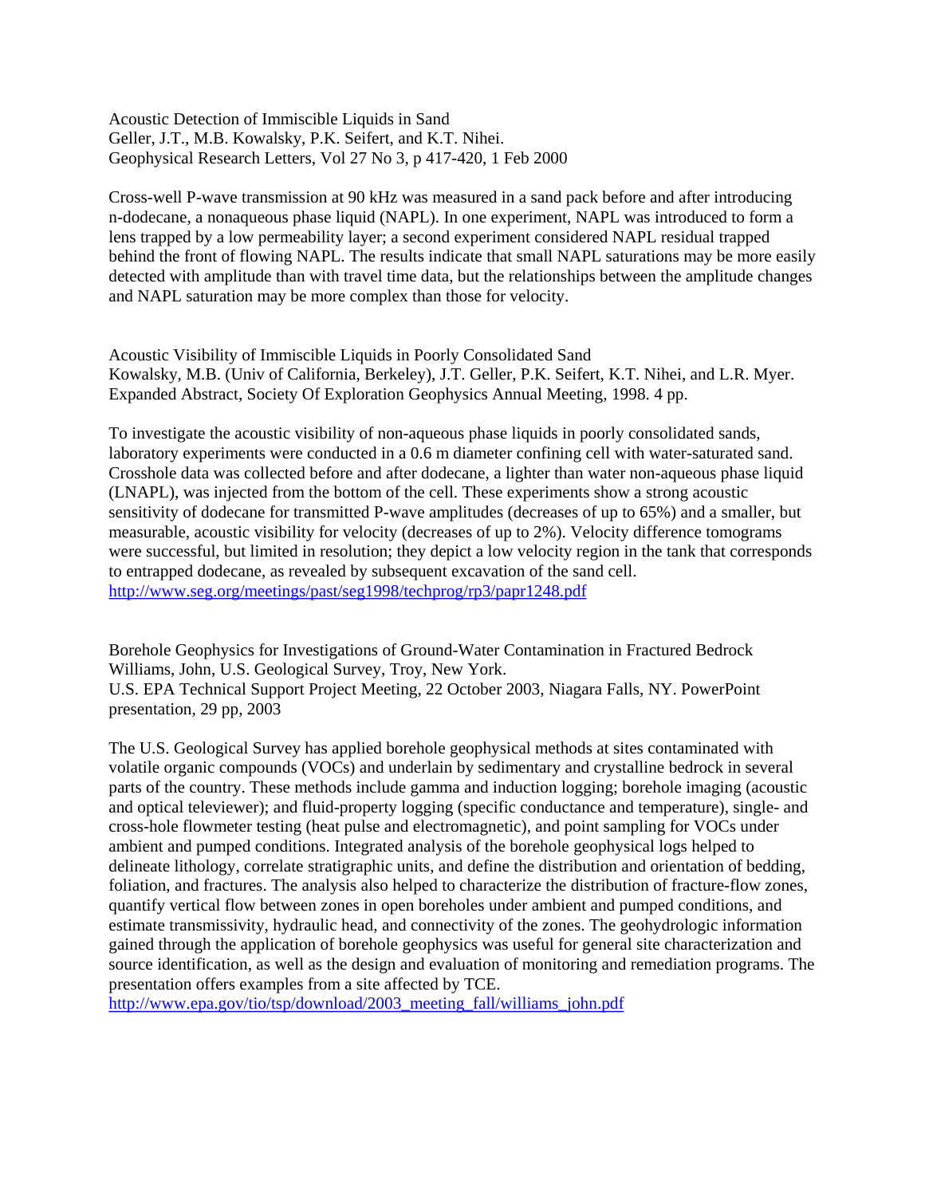Acoustic Detection of Immiscible Liquids in Sand
Geller, J.T., M.B. Kowalsky, P.K. Seifert, and K.T. Nihei.
Geophysical Research Letters, Vol 27 No 3, p 417-420, 1 Feb 2000

Cross-well P-wave transmission at 90 kHz was measured in a sand pack before and after introducing n-dodecane, a nonaqueous phase liquid (NAPL). In one experiment, NAPL was introduced to form a lens trapped by a low permeability layer; a second experiment considered NAPL residual trapped behind the front of flowing NAPL. The results indicate that small NAPL saturations may be more easily detected with amplitude than with travel time data, but the relationships between the amplitude changes and NAPL saturation may be more complex than those for velocity.

Acoustic Visibility of Immiscible Liquids in Poorly Consolidated Sand
Kowalsky, M.B. (Univ of California, Berkeley), J.T. Geller, P.K. Seifert, K.T. Nihei, and L.R. Myer.
Expanded Abstract, Society Of Exploration Geophysics Annual Meeting, 1998. 4 pp.

To investigate the acoustic visibility of non-aqueous phase liquids in poorly consolidated sands, laboratory experiments were conducted in a 0.6 m diameter confining cell with water-saturated sand. Crosshole data was collected before and after dodecane, a lighter than water non-aqueous phase liquid (LNAPL), was injected from the bottom of the cell. These experiments show a strong acoustic sensitivity of dodecane for transmitted P-wave amplitudes (decreases of up to 65%) and a smaller, but measurable, acoustic visibility for velocity (decreases of up to 2%). Velocity difference tomograms were successful, but limited in resolution; they depict a low velocity region in the tank that corresponds to entrapped dodecane, as revealed by subsequent excavation of the sand cell.
http://www.seg.org/meetings/past/seg1998/techprog/rp3/papr1248.pdf

Borehole Geophysics for Investigations of Ground-Water Contamination in Fractured Bedrock
Williams, John, U.S. Geological Survey, Troy, New York.
U.S. EPA Technical Support Project Meeting, 22 October 2003, Niagara Falls, NY. PowerPoint presentation, 29 pp, 2003

The U.S. Geological Survey has applied borehole geophysical methods at sites contaminated with volatile organic compounds (VOCs) and underlain by sedimentary and crystalline bedrock in several parts of the country. These methods include gamma and induction logging; borehole imaging (acoustic and optical televiewer); and fluid-property logging (specific conductance and temperature), single- and cross-hole flowmeter testing (heat pulse and electromagnetic), and point sampling for VOCs under ambient and pumped conditions. Integrated analysis of the borehole geophysical logs helped to delineate lithology, correlate stratigraphic units, and define the distribution and orientation of bedding, foliation, and fractures. The analysis also helped to characterize the distribution of fracture-flow zones, quantify vertical flow between zones in open boreholes under ambient and pumped conditions, and estimate transmissivity, hydraulic head, and connectivity of the zones. The geohydrologic information gained through the application of borehole geophysics was useful for general site characterization and source identification, as well as the design and evaluation of monitoring and remediation programs. The presentation offers examples from a site affected by TCE.
http://www.epa.gov/tio/tsp/download/2003_meeting_fall/williams_john.pdf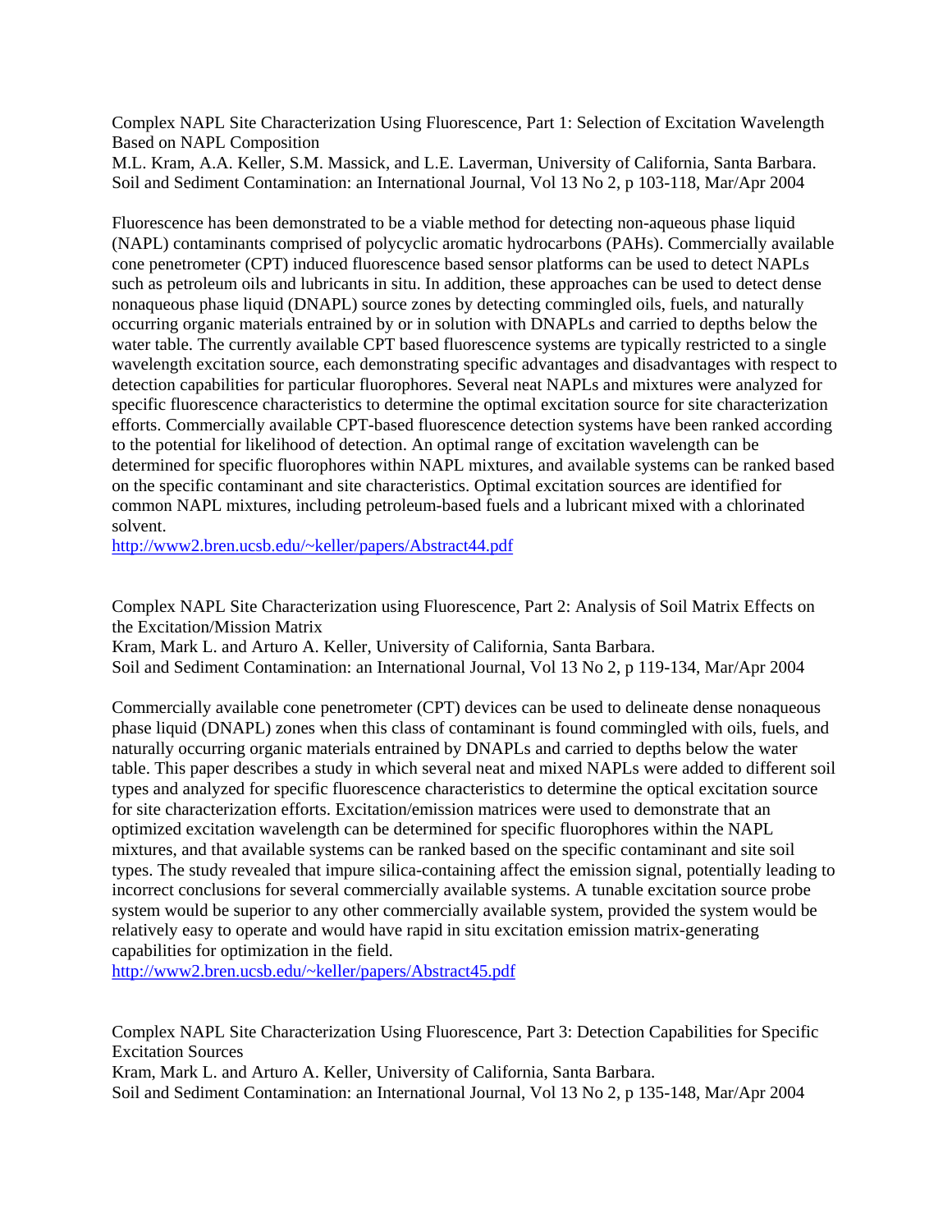Complex NAPL Site Characterization Using Fluorescence, Part 1: Selection of Excitation Wavelength Based on NAPL Composition
M.L. Kram, A.A. Keller, S.M. Massick, and L.E. Laverman, University of California, Santa Barbara.
Soil and Sediment Contamination: an International Journal, Vol 13 No 2, p 103-118, Mar/Apr 2004

Fluorescence has been demonstrated to be a viable method for detecting non-aqueous phase liquid (NAPL) contaminants comprised of polycyclic aromatic hydrocarbons (PAHs). Commercially available cone penetrometer (CPT) induced fluorescence based sensor platforms can be used to detect NAPLs such as petroleum oils and lubricants in situ. In addition, these approaches can be used to detect dense nonaqueous phase liquid (DNAPL) source zones by detecting commingled oils, fuels, and naturally occurring organic materials entrained by or in solution with DNAPLs and carried to depths below the water table. The currently available CPT based fluorescence systems are typically restricted to a single wavelength excitation source, each demonstrating specific advantages and disadvantages with respect to detection capabilities for particular fluorophores. Several neat NAPLs and mixtures were analyzed for specific fluorescence characteristics to determine the optimal excitation source for site characterization efforts. Commercially available CPT-based fluorescence detection systems have been ranked according to the potential for likelihood of detection. An optimal range of excitation wavelength can be determined for specific fluorophores within NAPL mixtures, and available systems can be ranked based on the specific contaminant and site characteristics. Optimal excitation sources are identified for common NAPL mixtures, including petroleum-based fuels and a lubricant mixed with a chlorinated solvent.
http://www2.bren.ucsb.edu/~keller/papers/Abstract44.pdf

Complex NAPL Site Characterization using Fluorescence, Part 2: Analysis of Soil Matrix Effects on the Excitation/Mission Matrix
Kram, Mark L. and Arturo A. Keller, University of California, Santa Barbara.
Soil and Sediment Contamination: an International Journal, Vol 13 No 2, p 119-134, Mar/Apr 2004

Commercially available cone penetrometer (CPT) devices can be used to delineate dense nonaqueous phase liquid (DNAPL) zones when this class of contaminant is found commingled with oils, fuels, and naturally occurring organic materials entrained by DNAPLs and carried to depths below the water table. This paper describes a study in which several neat and mixed NAPLs were added to different soil types and analyzed for specific fluorescence characteristics to determine the optical excitation source for site characterization efforts. Excitation/emission matrices were used to demonstrate that an optimized excitation wavelength can be determined for specific fluorophores within the NAPL mixtures, and that available systems can be ranked based on the specific contaminant and site soil types. The study revealed that impure silica-containing affect the emission signal, potentially leading to incorrect conclusions for several commercially available systems. A tunable excitation source probe system would be superior to any other commercially available system, provided the system would be relatively easy to operate and would have rapid in situ excitation emission matrix-generating capabilities for optimization in the field.
http://www2.bren.ucsb.edu/~keller/papers/Abstract45.pdf

Complex NAPL Site Characterization Using Fluorescence, Part 3: Detection Capabilities for Specific Excitation Sources
Kram, Mark L. and Arturo A. Keller, University of California, Santa Barbara.
Soil and Sediment Contamination: an International Journal, Vol 13 No 2, p 135-148, Mar/Apr 2004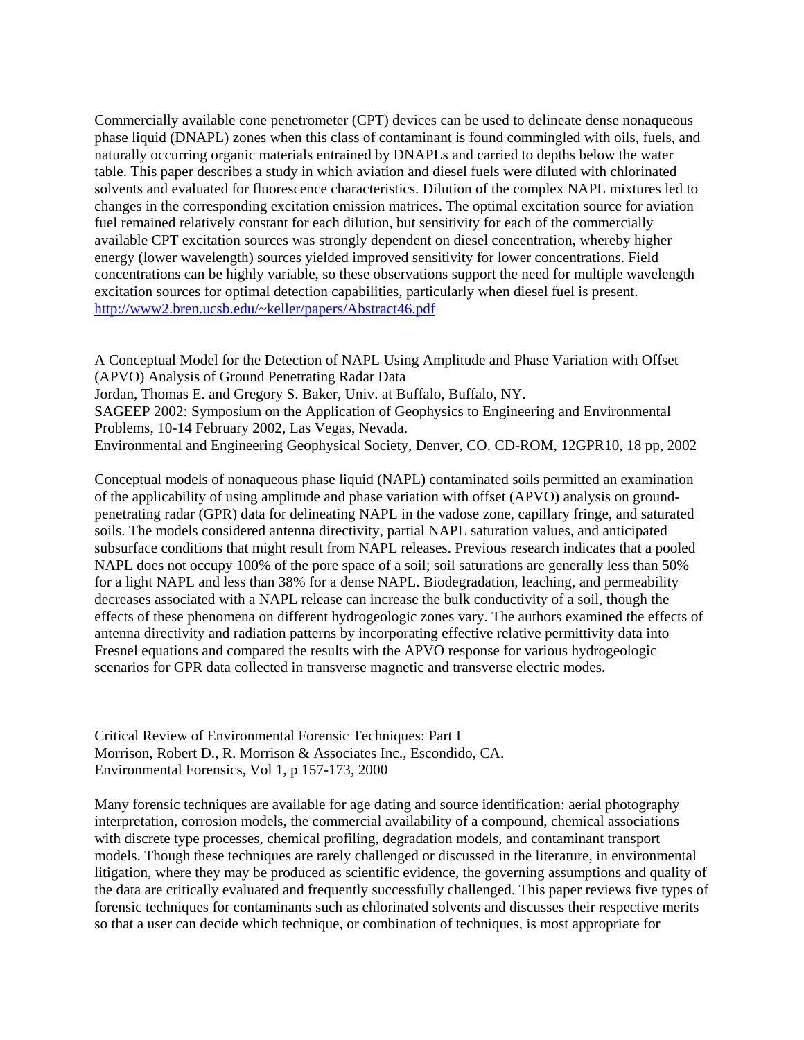Commercially available cone penetrometer (CPT) devices can be used to delineate dense nonaqueous phase liquid (DNAPL) zones when this class of contaminant is found commingled with oils, fuels, and naturally occurring organic materials entrained by DNAPLs and carried to depths below the water table. This paper describes a study in which aviation and diesel fuels were diluted with chlorinated solvents and evaluated for fluorescence characteristics. Dilution of the complex NAPL mixtures led to changes in the corresponding excitation emission matrices. The optimal excitation source for aviation fuel remained relatively constant for each dilution, but sensitivity for each of the commercially available CPT excitation sources was strongly dependent on diesel concentration, whereby higher energy (lower wavelength) sources yielded improved sensitivity for lower concentrations. Field concentrations can be highly variable, so these observations support the need for multiple wavelength excitation sources for optimal detection capabilities, particularly when diesel fuel is present. http://www2.bren.ucsb.edu/~keller/papers/Abstract46.pdf

A Conceptual Model for the Detection of NAPL Using Amplitude and Phase Variation with Offset (APVO) Analysis of Ground Penetrating Radar Data
Jordan, Thomas E. and Gregory S. Baker, Univ. at Buffalo, Buffalo, NY.
SAGEEP 2002: Symposium on the Application of Geophysics to Engineering and Environmental Problems, 10-14 February 2002, Las Vegas, Nevada.
Environmental and Engineering Geophysical Society, Denver, CO. CD-ROM, 12GPR10, 18 pp, 2002

Conceptual models of nonaqueous phase liquid (NAPL) contaminated soils permitted an examination of the applicability of using amplitude and phase variation with offset (APVO) analysis on ground-penetrating radar (GPR) data for delineating NAPL in the vadose zone, capillary fringe, and saturated soils. The models considered antenna directivity, partial NAPL saturation values, and anticipated subsurface conditions that might result from NAPL releases. Previous research indicates that a pooled NAPL does not occupy 100% of the pore space of a soil; soil saturations are generally less than 50% for a light NAPL and less than 38% for a dense NAPL. Biodegradation, leaching, and permeability decreases associated with a NAPL release can increase the bulk conductivity of a soil, though the effects of these phenomena on different hydrogeologic zones vary. The authors examined the effects of antenna directivity and radiation patterns by incorporating effective relative permittivity data into Fresnel equations and compared the results with the APVO response for various hydrogeologic scenarios for GPR data collected in transverse magnetic and transverse electric modes.

Critical Review of Environmental Forensic Techniques: Part I
Morrison, Robert D., R. Morrison & Associates Inc., Escondido, CA.
Environmental Forensics, Vol 1, p 157-173, 2000

Many forensic techniques are available for age dating and source identification: aerial photography interpretation, corrosion models, the commercial availability of a compound, chemical associations with discrete type processes, chemical profiling, degradation models, and contaminant transport models. Though these techniques are rarely challenged or discussed in the literature, in environmental litigation, where they may be produced as scientific evidence, the governing assumptions and quality of the data are critically evaluated and frequently successfully challenged. This paper reviews five types of forensic techniques for contaminants such as chlorinated solvents and discusses their respective merits so that a user can decide which technique, or combination of techniques, is most appropriate for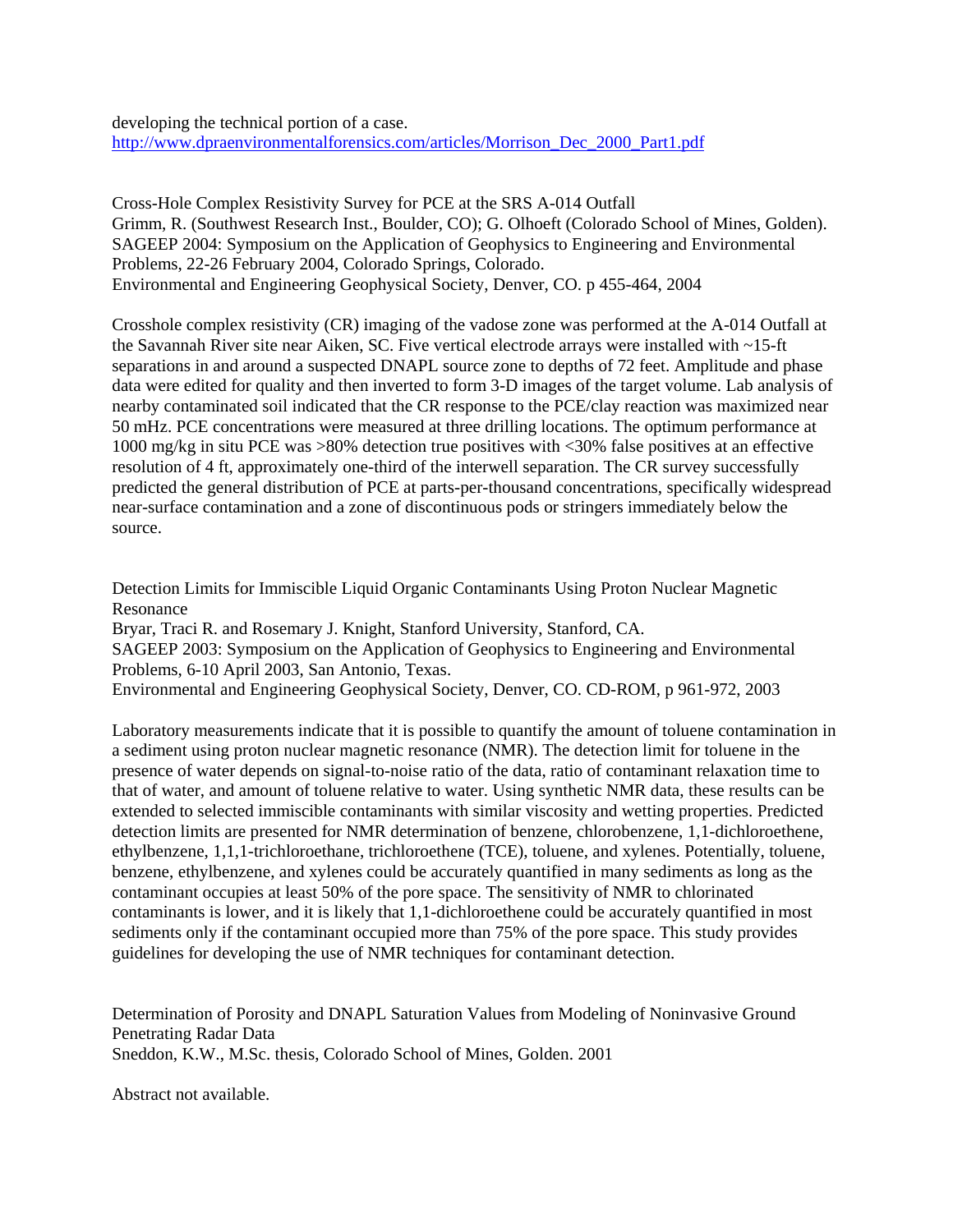developing the technical portion of a case.
http://www.dpraenvironmentalforensics.com/articles/Morrison_Dec_2000_Part1.pdf

Cross-Hole Complex Resistivity Survey for PCE at the SRS A-014 Outfall
Grimm, R. (Southwest Research Inst., Boulder, CO); G. Olhoeft (Colorado School of Mines, Golden).
SAGEEP 2004: Symposium on the Application of Geophysics to Engineering and Environmental Problems, 22-26 February 2004, Colorado Springs, Colorado.
Environmental and Engineering Geophysical Society, Denver, CO. p 455-464, 2004

Crosshole complex resistivity (CR) imaging of the vadose zone was performed at the A-014 Outfall at the Savannah River site near Aiken, SC. Five vertical electrode arrays were installed with ~15-ft separations in and around a suspected DNAPL source zone to depths of 72 feet. Amplitude and phase data were edited for quality and then inverted to form 3-D images of the target volume. Lab analysis of nearby contaminated soil indicated that the CR response to the PCE/clay reaction was maximized near 50 mHz. PCE concentrations were measured at three drilling locations. The optimum performance at 1000 mg/kg in situ PCE was >80% detection true positives with <30% false positives at an effective resolution of 4 ft, approximately one-third of the interwell separation. The CR survey successfully predicted the general distribution of PCE at parts-per-thousand concentrations, specifically widespread near-surface contamination and a zone of discontinuous pods or stringers immediately below the source.

Detection Limits for Immiscible Liquid Organic Contaminants Using Proton Nuclear Magnetic Resonance
Bryar, Traci R. and Rosemary J. Knight, Stanford University, Stanford, CA.
SAGEEP 2003: Symposium on the Application of Geophysics to Engineering and Environmental Problems, 6-10 April 2003, San Antonio, Texas.
Environmental and Engineering Geophysical Society, Denver, CO. CD-ROM, p 961-972, 2003

Laboratory measurements indicate that it is possible to quantify the amount of toluene contamination in a sediment using proton nuclear magnetic resonance (NMR). The detection limit for toluene in the presence of water depends on signal-to-noise ratio of the data, ratio of contaminant relaxation time to that of water, and amount of toluene relative to water. Using synthetic NMR data, these results can be extended to selected immiscible contaminants with similar viscosity and wetting properties. Predicted detection limits are presented for NMR determination of benzene, chlorobenzene, 1,1-dichloroethene, ethylbenzene, 1,1,1-trichloroethane, trichloroethene (TCE), toluene, and xylenes. Potentially, toluene, benzene, ethylbenzene, and xylenes could be accurately quantified in many sediments as long as the contaminant occupies at least 50% of the pore space. The sensitivity of NMR to chlorinated contaminants is lower, and it is likely that 1,1-dichloroethene could be accurately quantified in most sediments only if the contaminant occupied more than 75% of the pore space. This study provides guidelines for developing the use of NMR techniques for contaminant detection.

Determination of Porosity and DNAPL Saturation Values from Modeling of Noninvasive Ground Penetrating Radar Data
Sneddon, K.W., M.Sc. thesis, Colorado School of Mines, Golden. 2001

Abstract not available.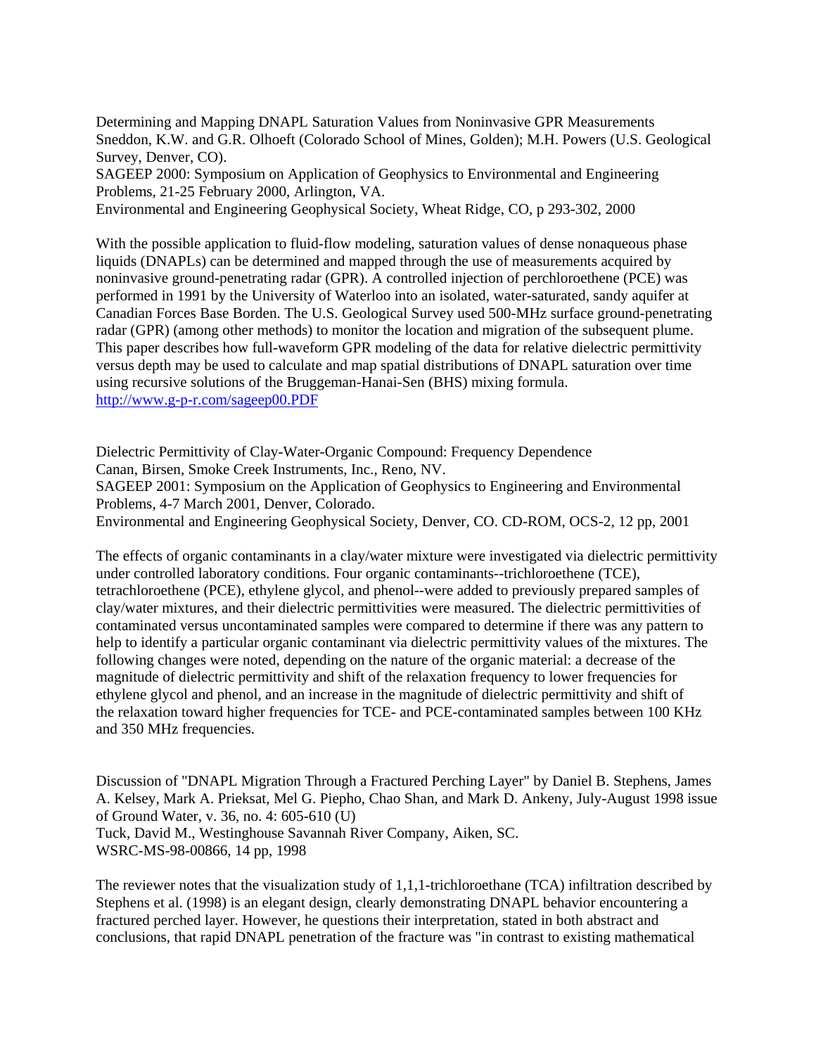Determining and Mapping DNAPL Saturation Values from Noninvasive GPR Measurements
Sneddon, K.W. and G.R. Olhoeft (Colorado School of Mines, Golden); M.H. Powers (U.S. Geological Survey, Denver, CO).
SAGEEP 2000: Symposium on Application of Geophysics to Environmental and Engineering Problems, 21-25 February 2000, Arlington, VA.
Environmental and Engineering Geophysical Society, Wheat Ridge, CO, p 293-302, 2000

With the possible application to fluid-flow modeling, saturation values of dense nonaqueous phase liquids (DNAPLs) can be determined and mapped through the use of measurements acquired by noninvasive ground-penetrating radar (GPR). A controlled injection of perchloroethene (PCE) was performed in 1991 by the University of Waterloo into an isolated, water-saturated, sandy aquifer at Canadian Forces Base Borden. The U.S. Geological Survey used 500-MHz surface ground-penetrating radar (GPR) (among other methods) to monitor the location and migration of the subsequent plume. This paper describes how full-waveform GPR modeling of the data for relative dielectric permittivity versus depth may be used to calculate and map spatial distributions of DNAPL saturation over time using recursive solutions of the Bruggeman-Hanai-Sen (BHS) mixing formula.
http://www.g-p-r.com/sageep00.PDF

Dielectric Permittivity of Clay-Water-Organic Compound: Frequency Dependence
Canan, Birsen, Smoke Creek Instruments, Inc., Reno, NV.
SAGEEP 2001: Symposium on the Application of Geophysics to Engineering and Environmental Problems, 4-7 March 2001, Denver, Colorado.
Environmental and Engineering Geophysical Society, Denver, CO. CD-ROM, OCS-2, 12 pp, 2001

The effects of organic contaminants in a clay/water mixture were investigated via dielectric permittivity under controlled laboratory conditions. Four organic contaminants--trichloroethene (TCE), tetrachloroethene (PCE), ethylene glycol, and phenol--were added to previously prepared samples of clay/water mixtures, and their dielectric permittivities were measured. The dielectric permittivities of contaminated versus uncontaminated samples were compared to determine if there was any pattern to help to identify a particular organic contaminant via dielectric permittivity values of the mixtures. The following changes were noted, depending on the nature of the organic material: a decrease of the magnitude of dielectric permittivity and shift of the relaxation frequency to lower frequencies for ethylene glycol and phenol, and an increase in the magnitude of dielectric permittivity and shift of the relaxation toward higher frequencies for TCE- and PCE-contaminated samples between 100 KHz and 350 MHz frequencies.

Discussion of "DNAPL Migration Through a Fractured Perching Layer" by Daniel B. Stephens, James A. Kelsey, Mark A. Prieksat, Mel G. Piepho, Chao Shan, and Mark D. Ankeny, July-August 1998 issue of Ground Water, v. 36, no. 4: 605-610 (U)
Tuck, David M., Westinghouse Savannah River Company, Aiken, SC.
WSRC-MS-98-00866, 14 pp, 1998

The reviewer notes that the visualization study of 1,1,1-trichloroethane (TCA) infiltration described by Stephens et al. (1998) is an elegant design, clearly demonstrating DNAPL behavior encountering a fractured perched layer. However, he questions their interpretation, stated in both abstract and conclusions, that rapid DNAPL penetration of the fracture was "in contrast to existing mathematical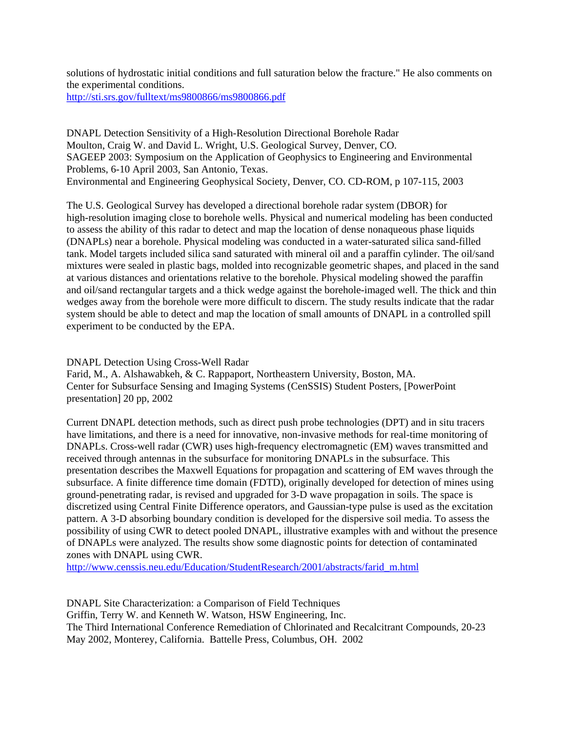solutions of hydrostatic initial conditions and full saturation below the fracture." He also comments on the experimental conditions.
http://sti.srs.gov/fulltext/ms9800866/ms9800866.pdf

DNAPL Detection Sensitivity of a High-Resolution Directional Borehole Radar
Moulton, Craig W. and David L. Wright, U.S. Geological Survey, Denver, CO.
SAGEEP 2003: Symposium on the Application of Geophysics to Engineering and Environmental Problems, 6-10 April 2003, San Antonio, Texas.
Environmental and Engineering Geophysical Society, Denver, CO. CD-ROM, p 107-115, 2003

The U.S. Geological Survey has developed a directional borehole radar system (DBOR) for high-resolution imaging close to borehole wells. Physical and numerical modeling has been conducted to assess the ability of this radar to detect and map the location of dense nonaqueous phase liquids (DNAPLs) near a borehole. Physical modeling was conducted in a water-saturated silica sand-filled tank. Model targets included silica sand saturated with mineral oil and a paraffin cylinder. The oil/sand mixtures were sealed in plastic bags, molded into recognizable geometric shapes, and placed in the sand at various distances and orientations relative to the borehole. Physical modeling showed the paraffin and oil/sand rectangular targets and a thick wedge against the borehole-imaged well. The thick and thin wedges away from the borehole were more difficult to discern. The study results indicate that the radar system should be able to detect and map the location of small amounts of DNAPL in a controlled spill experiment to be conducted by the EPA.

DNAPL Detection Using Cross-Well Radar
Farid, M., A. Alshawabkeh, & C. Rappaport, Northeastern University, Boston, MA.
Center for Subsurface Sensing and Imaging Systems (CenSSIS) Student Posters, [PowerPoint presentation] 20 pp, 2002

Current DNAPL detection methods, such as direct push probe technologies (DPT) and in situ tracers have limitations, and there is a need for innovative, non-invasive methods for real-time monitoring of DNAPLs. Cross-well radar (CWR) uses high-frequency electromagnetic (EM) waves transmitted and received through antennas in the subsurface for monitoring DNAPLs in the subsurface. This presentation describes the Maxwell Equations for propagation and scattering of EM waves through the subsurface. A finite difference time domain (FDTD), originally developed for detection of mines using ground-penetrating radar, is revised and upgraded for 3-D wave propagation in soils. The space is discretized using Central Finite Difference operators, and Gaussian-type pulse is used as the excitation pattern. A 3-D absorbing boundary condition is developed for the dispersive soil media. To assess the possibility of using CWR to detect pooled DNAPL, illustrative examples with and without the presence of DNAPLs were analyzed. The results show some diagnostic points for detection of contaminated zones with DNAPL using CWR.
http://www.censsis.neu.edu/Education/StudentResearch/2001/abstracts/farid_m.html

DNAPL Site Characterization: a Comparison of Field Techniques
Griffin, Terry W. and Kenneth W. Watson, HSW Engineering, Inc.
The Third International Conference Remediation of Chlorinated and Recalcitrant Compounds, 20-23 May 2002, Monterey, California. Battelle Press, Columbus, OH. 2002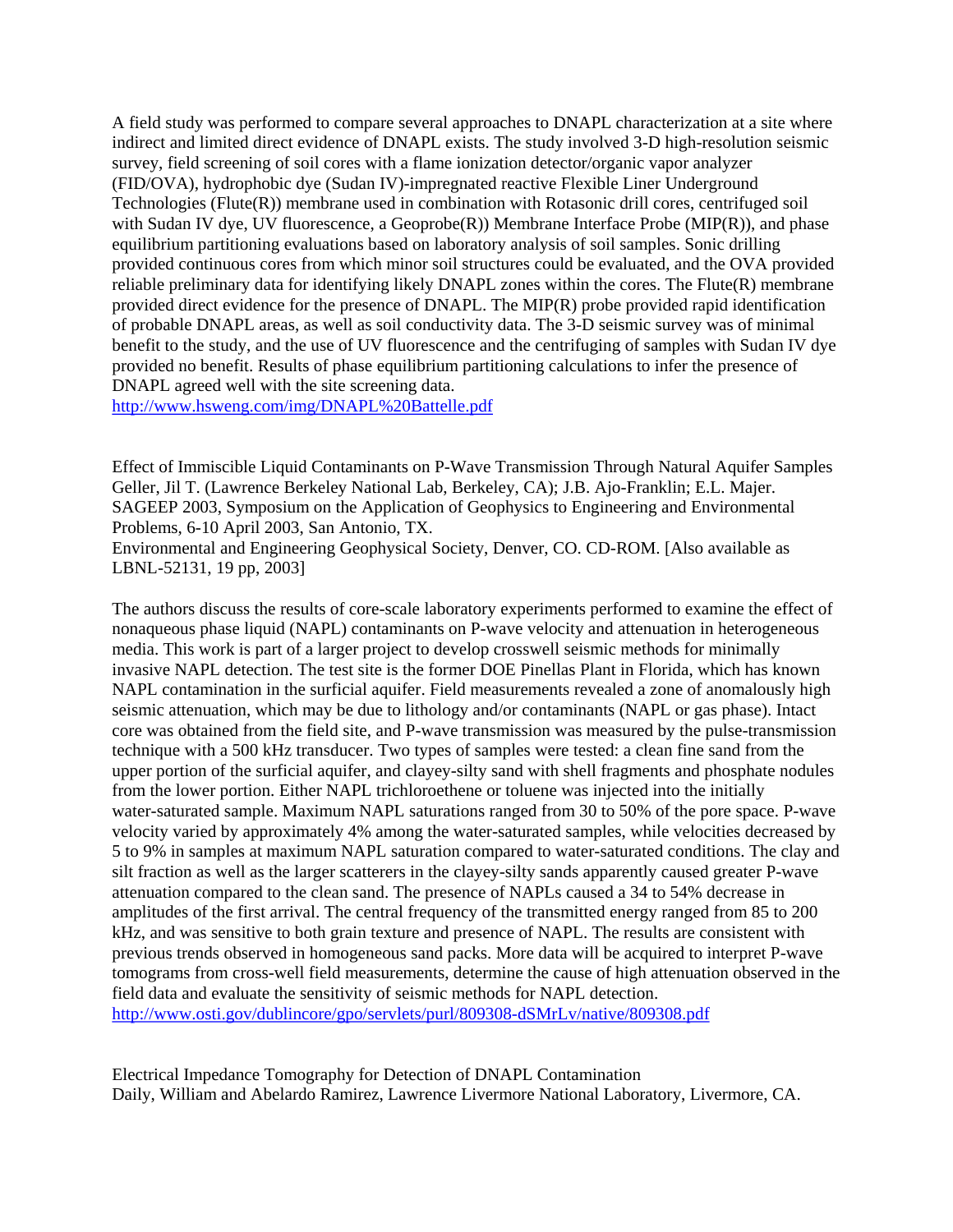A field study was performed to compare several approaches to DNAPL characterization at a site where indirect and limited direct evidence of DNAPL exists. The study involved 3-D high-resolution seismic survey, field screening of soil cores with a flame ionization detector/organic vapor analyzer (FID/OVA), hydrophobic dye (Sudan IV)-impregnated reactive Flexible Liner Underground Technologies (Flute(R)) membrane used in combination with Rotasonic drill cores, centrifuged soil with Sudan IV dye, UV fluorescence, a Geoprobe(R)) Membrane Interface Probe (MIP(R)), and phase equilibrium partitioning evaluations based on laboratory analysis of soil samples. Sonic drilling provided continuous cores from which minor soil structures could be evaluated, and the OVA provided reliable preliminary data for identifying likely DNAPL zones within the cores. The Flute(R) membrane provided direct evidence for the presence of DNAPL. The MIP(R) probe provided rapid identification of probable DNAPL areas, as well as soil conductivity data. The 3-D seismic survey was of minimal benefit to the study, and the use of UV fluorescence and the centrifuging of samples with Sudan IV dye provided no benefit. Results of phase equilibrium partitioning calculations to infer the presence of DNAPL agreed well with the site screening data.
http://www.hsweng.com/img/DNAPL%20Battelle.pdf

Effect of Immiscible Liquid Contaminants on P-Wave Transmission Through Natural Aquifer Samples
Geller, Jil T. (Lawrence Berkeley National Lab, Berkeley, CA); J.B. Ajo-Franklin; E.L. Majer.
SAGEEP 2003, Symposium on the Application of Geophysics to Engineering and Environmental Problems, 6-10 April 2003, San Antonio, TX.
Environmental and Engineering Geophysical Society, Denver, CO. CD-ROM. [Also available as LBNL-52131, 19 pp, 2003]

The authors discuss the results of core-scale laboratory experiments performed to examine the effect of nonaqueous phase liquid (NAPL) contaminants on P-wave velocity and attenuation in heterogeneous media. This work is part of a larger project to develop crosswell seismic methods for minimally invasive NAPL detection. The test site is the former DOE Pinellas Plant in Florida, which has known NAPL contamination in the surficial aquifer. Field measurements revealed a zone of anomalously high seismic attenuation, which may be due to lithology and/or contaminants (NAPL or gas phase). Intact core was obtained from the field site, and P-wave transmission was measured by the pulse-transmission technique with a 500 kHz transducer. Two types of samples were tested: a clean fine sand from the upper portion of the surficial aquifer, and clayey-silty sand with shell fragments and phosphate nodules from the lower portion. Either NAPL trichloroethene or toluene was injected into the initially water-saturated sample. Maximum NAPL saturations ranged from 30 to 50% of the pore space. P-wave velocity varied by approximately 4% among the water-saturated samples, while velocities decreased by 5 to 9% in samples at maximum NAPL saturation compared to water-saturated conditions. The clay and silt fraction as well as the larger scatterers in the clayey-silty sands apparently caused greater P-wave attenuation compared to the clean sand. The presence of NAPLs caused a 34 to 54% decrease in amplitudes of the first arrival. The central frequency of the transmitted energy ranged from 85 to 200 kHz, and was sensitive to both grain texture and presence of NAPL. The results are consistent with previous trends observed in homogeneous sand packs. More data will be acquired to interpret P-wave tomograms from cross-well field measurements, determine the cause of high attenuation observed in the field data and evaluate the sensitivity of seismic methods for NAPL detection.
http://www.osti.gov/dublincore/gpo/servlets/purl/809308-dSMrLv/native/809308.pdf

Electrical Impedance Tomography for Detection of DNAPL Contamination
Daily, William and Abelardo Ramirez, Lawrence Livermore National Laboratory, Livermore, CA.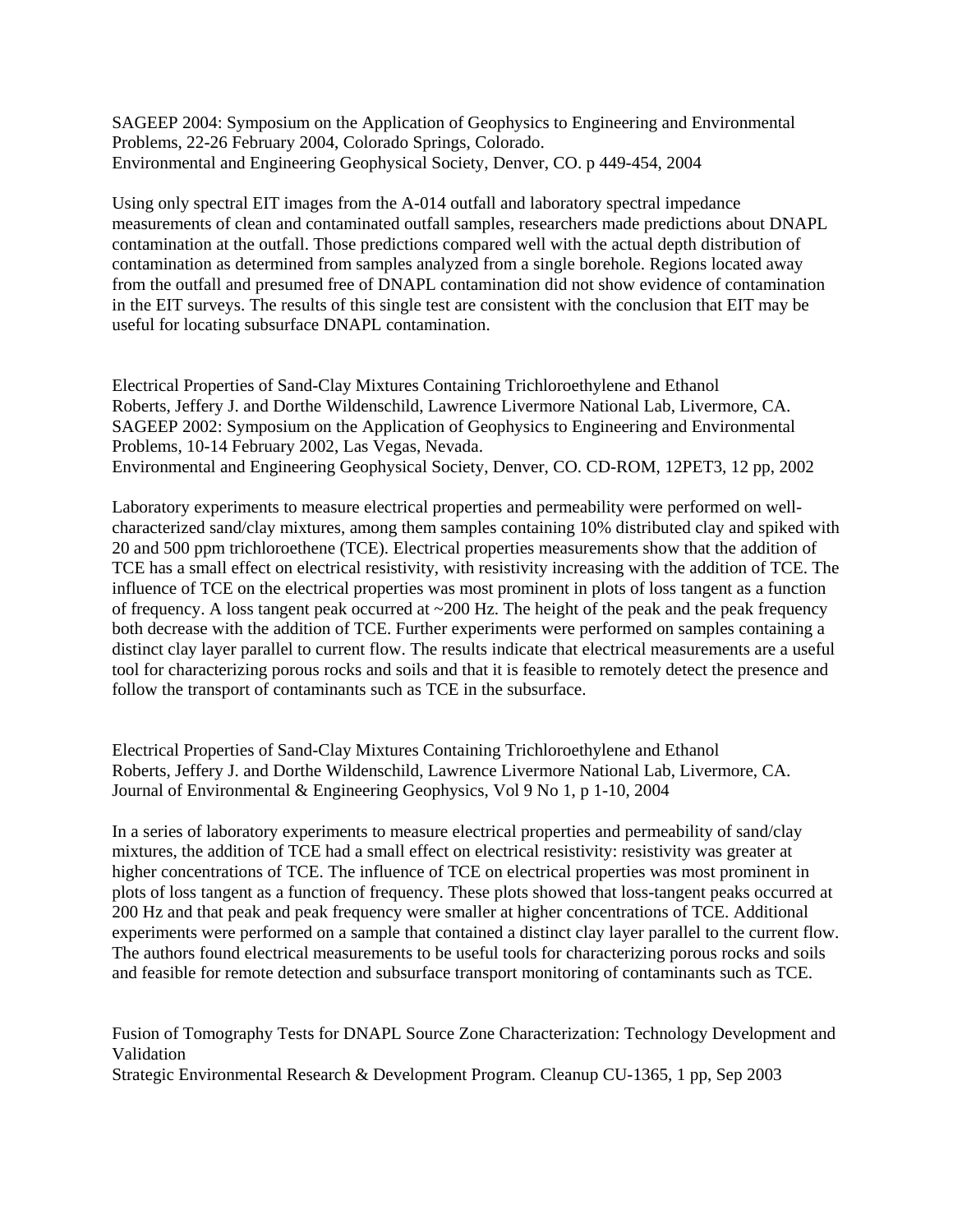SAGEEP 2004: Symposium on the Application of Geophysics to Engineering and Environmental Problems, 22-26 February 2004, Colorado Springs, Colorado.
Environmental and Engineering Geophysical Society, Denver, CO. p 449-454, 2004

Using only spectral EIT images from the A-014 outfall and laboratory spectral impedance measurements of clean and contaminated outfall samples, researchers made predictions about DNAPL contamination at the outfall. Those predictions compared well with the actual depth distribution of contamination as determined from samples analyzed from a single borehole. Regions located away from the outfall and presumed free of DNAPL contamination did not show evidence of contamination in the EIT surveys. The results of this single test are consistent with the conclusion that EIT may be useful for locating subsurface DNAPL contamination.

Electrical Properties of Sand-Clay Mixtures Containing Trichloroethylene and Ethanol
Roberts, Jeffery J. and Dorthe Wildenschild, Lawrence Livermore National Lab, Livermore, CA.
SAGEEP 2002: Symposium on the Application of Geophysics to Engineering and Environmental Problems, 10-14 February 2002, Las Vegas, Nevada.
Environmental and Engineering Geophysical Society, Denver, CO. CD-ROM, 12PET3, 12 pp, 2002

Laboratory experiments to measure electrical properties and permeability were performed on well-characterized sand/clay mixtures, among them samples containing 10% distributed clay and spiked with 20 and 500 ppm trichloroethene (TCE). Electrical properties measurements show that the addition of TCE has a small effect on electrical resistivity, with resistivity increasing with the addition of TCE. The influence of TCE on the electrical properties was most prominent in plots of loss tangent as a function of frequency. A loss tangent peak occurred at ~200 Hz. The height of the peak and the peak frequency both decrease with the addition of TCE. Further experiments were performed on samples containing a distinct clay layer parallel to current flow. The results indicate that electrical measurements are a useful tool for characterizing porous rocks and soils and that it is feasible to remotely detect the presence and follow the transport of contaminants such as TCE in the subsurface.

Electrical Properties of Sand-Clay Mixtures Containing Trichloroethylene and Ethanol
Roberts, Jeffery J. and Dorthe Wildenschild, Lawrence Livermore National Lab, Livermore, CA.
Journal of Environmental & Engineering Geophysics, Vol 9 No 1, p 1-10, 2004

In a series of laboratory experiments to measure electrical properties and permeability of sand/clay mixtures, the addition of TCE had a small effect on electrical resistivity: resistivity was greater at higher concentrations of TCE. The influence of TCE on electrical properties was most prominent in plots of loss tangent as a function of frequency. These plots showed that loss-tangent peaks occurred at 200 Hz and that peak and peak frequency were smaller at higher concentrations of TCE. Additional experiments were performed on a sample that contained a distinct clay layer parallel to the current flow. The authors found electrical measurements to be useful tools for characterizing porous rocks and soils and feasible for remote detection and subsurface transport monitoring of contaminants such as TCE.

Fusion of Tomography Tests for DNAPL Source Zone Characterization: Technology Development and Validation
Strategic Environmental Research & Development Program. Cleanup CU-1365, 1 pp, Sep 2003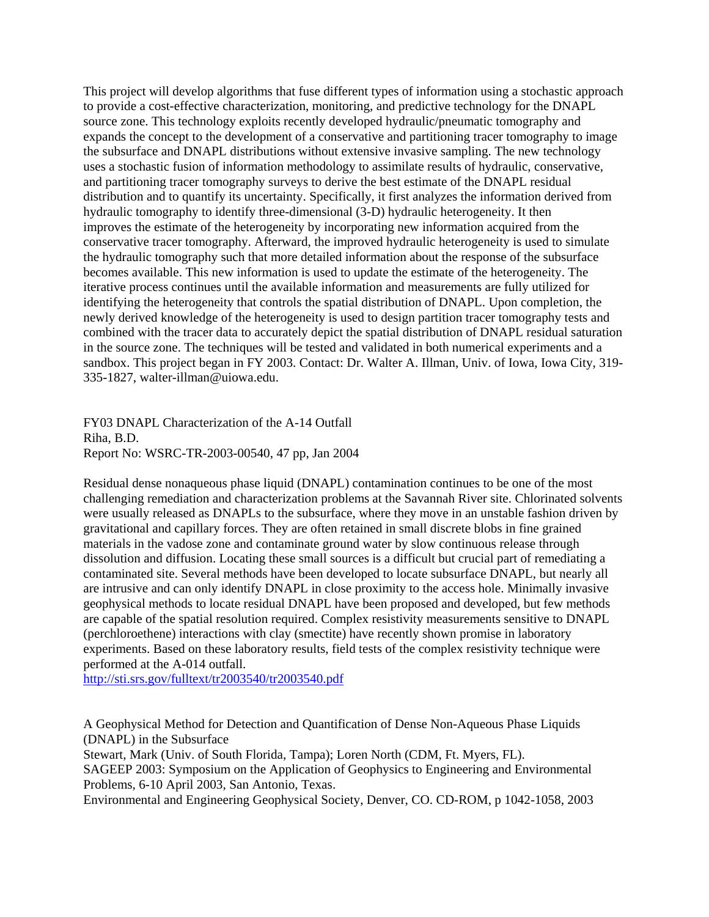This project will develop algorithms that fuse different types of information using a stochastic approach to provide a cost-effective characterization, monitoring, and predictive technology for the DNAPL source zone. This technology exploits recently developed hydraulic/pneumatic tomography and expands the concept to the development of a conservative and partitioning tracer tomography to image the subsurface and DNAPL distributions without extensive invasive sampling. The new technology uses a stochastic fusion of information methodology to assimilate results of hydraulic, conservative, and partitioning tracer tomography surveys to derive the best estimate of the DNAPL residual distribution and to quantify its uncertainty. Specifically, it first analyzes the information derived from hydraulic tomography to identify three-dimensional (3-D) hydraulic heterogeneity. It then improves the estimate of the heterogeneity by incorporating new information acquired from the conservative tracer tomography. Afterward, the improved hydraulic heterogeneity is used to simulate the hydraulic tomography such that more detailed information about the response of the subsurface becomes available. This new information is used to update the estimate of the heterogeneity. The iterative process continues until the available information and measurements are fully utilized for identifying the heterogeneity that controls the spatial distribution of DNAPL. Upon completion, the newly derived knowledge of the heterogeneity is used to design partition tracer tomography tests and combined with the tracer data to accurately depict the spatial distribution of DNAPL residual saturation in the source zone. The techniques will be tested and validated in both numerical experiments and a sandbox. This project began in FY 2003. Contact: Dr. Walter A. Illman, Univ. of Iowa, Iowa City, 319-335-1827, walter-illman@uiowa.edu.

FY03 DNAPL Characterization of the A-14 Outfall
Riha, B.D.
Report No: WSRC-TR-2003-00540, 47 pp, Jan 2004

Residual dense nonaqueous phase liquid (DNAPL) contamination continues to be one of the most challenging remediation and characterization problems at the Savannah River site. Chlorinated solvents were usually released as DNAPLs to the subsurface, where they move in an unstable fashion driven by gravitational and capillary forces. They are often retained in small discrete blobs in fine grained materials in the vadose zone and contaminate ground water by slow continuous release through dissolution and diffusion. Locating these small sources is a difficult but crucial part of remediating a contaminated site. Several methods have been developed to locate subsurface DNAPL, but nearly all are intrusive and can only identify DNAPL in close proximity to the access hole. Minimally invasive geophysical methods to locate residual DNAPL have been proposed and developed, but few methods are capable of the spatial resolution required. Complex resistivity measurements sensitive to DNAPL (perchloroethene) interactions with clay (smectite) have recently shown promise in laboratory experiments. Based on these laboratory results, field tests of the complex resistivity technique were performed at the A-014 outfall.
http://sti.srs.gov/fulltext/tr2003540/tr2003540.pdf

A Geophysical Method for Detection and Quantification of Dense Non-Aqueous Phase Liquids (DNAPL) in the Subsurface
Stewart, Mark (Univ. of South Florida, Tampa); Loren North (CDM, Ft. Myers, FL).
SAGEEP 2003: Symposium on the Application of Geophysics to Engineering and Environmental Problems, 6-10 April 2003, San Antonio, Texas.
Environmental and Engineering Geophysical Society, Denver, CO. CD-ROM, p 1042-1058, 2003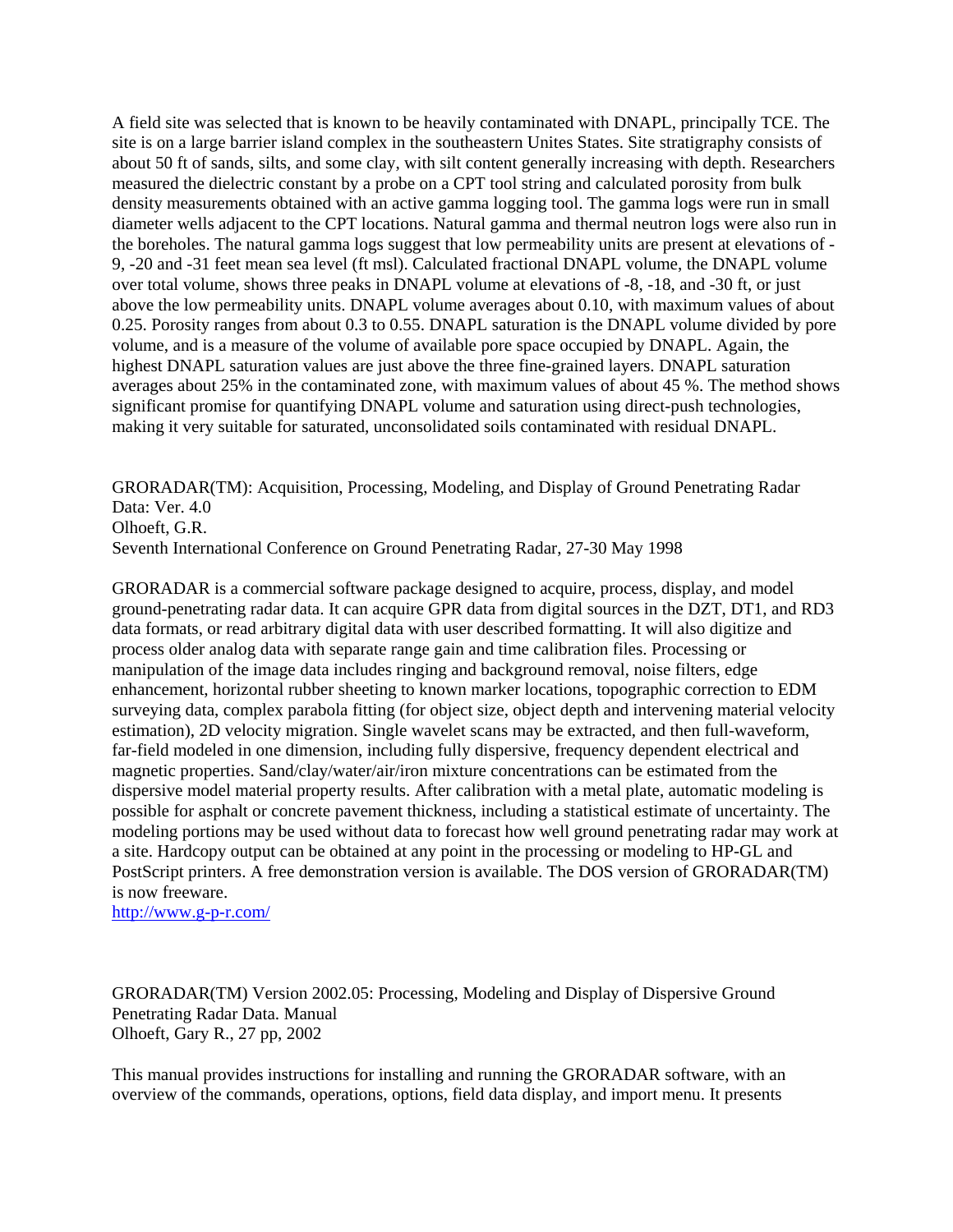A field site was selected that is known to be heavily contaminated with DNAPL, principally TCE. The site is on a large barrier island complex in the southeastern Unites States. Site stratigraphy consists of about 50 ft of sands, silts, and some clay, with silt content generally increasing with depth. Researchers measured the dielectric constant by a probe on a CPT tool string and calculated porosity from bulk density measurements obtained with an active gamma logging tool. The gamma logs were run in small diameter wells adjacent to the CPT locations. Natural gamma and thermal neutron logs were also run in the boreholes. The natural gamma logs suggest that low permeability units are present at elevations of -9, -20 and -31 feet mean sea level (ft msl). Calculated fractional DNAPL volume, the DNAPL volume over total volume, shows three peaks in DNAPL volume at elevations of -8, -18, and -30 ft, or just above the low permeability units. DNAPL volume averages about 0.10, with maximum values of about 0.25. Porosity ranges from about 0.3 to 0.55. DNAPL saturation is the DNAPL volume divided by pore volume, and is a measure of the volume of available pore space occupied by DNAPL. Again, the highest DNAPL saturation values are just above the three fine-grained layers. DNAPL saturation averages about 25% in the contaminated zone, with maximum values of about 45 %. The method shows significant promise for quantifying DNAPL volume and saturation using direct-push technologies, making it very suitable for saturated, unconsolidated soils contaminated with residual DNAPL.

GRORADAR(TM): Acquisition, Processing, Modeling, and Display of Ground Penetrating Radar Data: Ver. 4.0
Olhoeft, G.R.
Seventh International Conference on Ground Penetrating Radar, 27-30 May 1998

GRORADAR is a commercial software package designed to acquire, process, display, and model ground-penetrating radar data. It can acquire GPR data from digital sources in the DZT, DT1, and RD3 data formats, or read arbitrary digital data with user described formatting. It will also digitize and process older analog data with separate range gain and time calibration files. Processing or manipulation of the image data includes ringing and background removal, noise filters, edge enhancement, horizontal rubber sheeting to known marker locations, topographic correction to EDM surveying data, complex parabola fitting (for object size, object depth and intervening material velocity estimation), 2D velocity migration. Single wavelet scans may be extracted, and then full-waveform, far-field modeled in one dimension, including fully dispersive, frequency dependent electrical and magnetic properties. Sand/clay/water/air/iron mixture concentrations can be estimated from the dispersive model material property results. After calibration with a metal plate, automatic modeling is possible for asphalt or concrete pavement thickness, including a statistical estimate of uncertainty. The modeling portions may be used without data to forecast how well ground penetrating radar may work at a site. Hardcopy output can be obtained at any point in the processing or modeling to HP-GL and PostScript printers. A free demonstration version is available. The DOS version of GRORADAR(TM) is now freeware.
http://www.g-p-r.com/

GRORADAR(TM) Version 2002.05: Processing, Modeling and Display of Dispersive Ground Penetrating Radar Data. Manual
Olhoeft, Gary R., 27 pp, 2002

This manual provides instructions for installing and running the GRORADAR software, with an overview of the commands, operations, options, field data display, and import menu. It presents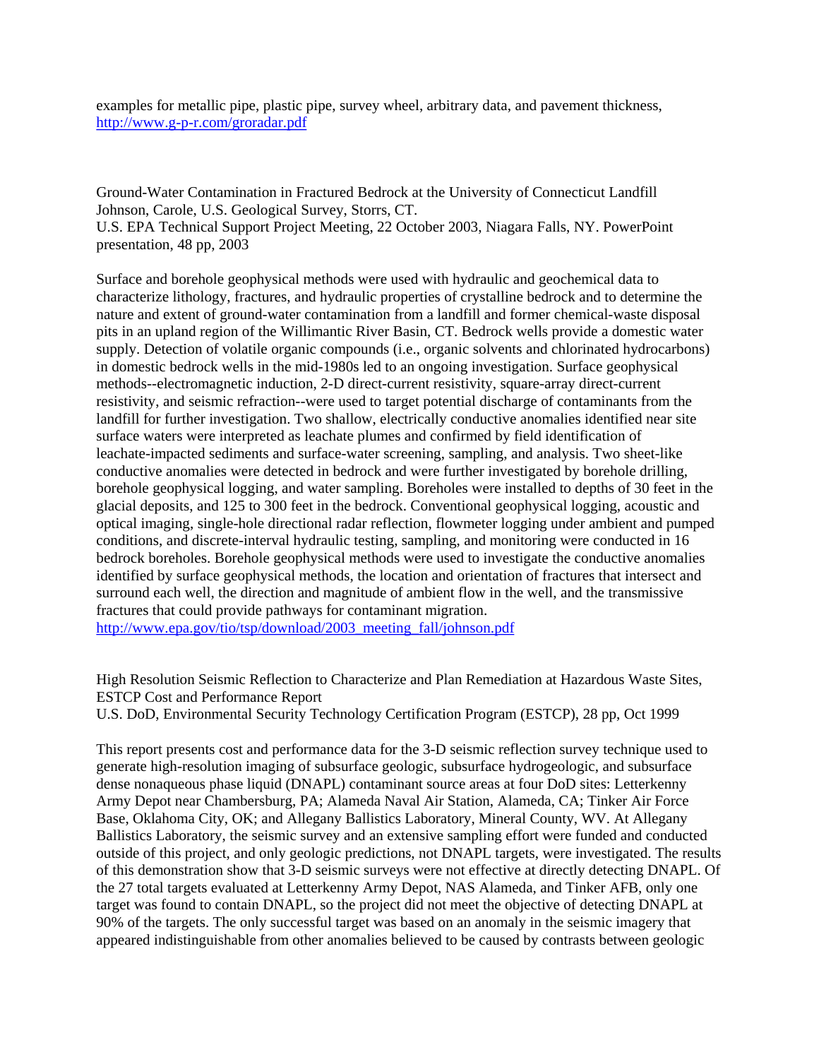examples for metallic pipe, plastic pipe, survey wheel, arbitrary data, and pavement thickness, http://www.g-p-r.com/groradar.pdf

Ground-Water Contamination in Fractured Bedrock at the University of Connecticut Landfill
Johnson, Carole, U.S. Geological Survey, Storrs, CT.
U.S. EPA Technical Support Project Meeting, 22 October 2003, Niagara Falls, NY. PowerPoint presentation, 48 pp, 2003

Surface and borehole geophysical methods were used with hydraulic and geochemical data to characterize lithology, fractures, and hydraulic properties of crystalline bedrock and to determine the nature and extent of ground-water contamination from a landfill and former chemical-waste disposal pits in an upland region of the Willimantic River Basin, CT. Bedrock wells provide a domestic water supply. Detection of volatile organic compounds (i.e., organic solvents and chlorinated hydrocarbons) in domestic bedrock wells in the mid-1980s led to an ongoing investigation. Surface geophysical methods--electromagnetic induction, 2-D direct-current resistivity, square-array direct-current resistivity, and seismic refraction--were used to target potential discharge of contaminants from the landfill for further investigation. Two shallow, electrically conductive anomalies identified near site surface waters were interpreted as leachate plumes and confirmed by field identification of leachate-impacted sediments and surface-water screening, sampling, and analysis. Two sheet-like conductive anomalies were detected in bedrock and were further investigated by borehole drilling, borehole geophysical logging, and water sampling. Boreholes were installed to depths of 30 feet in the glacial deposits, and 125 to 300 feet in the bedrock. Conventional geophysical logging, acoustic and optical imaging, single-hole directional radar reflection, flowmeter logging under ambient and pumped conditions, and discrete-interval hydraulic testing, sampling, and monitoring were conducted in 16 bedrock boreholes. Borehole geophysical methods were used to investigate the conductive anomalies identified by surface geophysical methods, the location and orientation of fractures that intersect and surround each well, the direction and magnitude of ambient flow in the well, and the transmissive fractures that could provide pathways for contaminant migration.
http://www.epa.gov/tio/tsp/download/2003_meeting_fall/johnson.pdf

High Resolution Seismic Reflection to Characterize and Plan Remediation at Hazardous Waste Sites, ESTCP Cost and Performance Report
U.S. DoD, Environmental Security Technology Certification Program (ESTCP), 28 pp, Oct 1999

This report presents cost and performance data for the 3-D seismic reflection survey technique used to generate high-resolution imaging of subsurface geologic, subsurface hydrogeologic, and subsurface dense nonaqueous phase liquid (DNAPL) contaminant source areas at four DoD sites: Letterkenny Army Depot near Chambersburg, PA; Alameda Naval Air Station, Alameda, CA; Tinker Air Force Base, Oklahoma City, OK; and Allegany Ballistics Laboratory, Mineral County, WV. At Allegany Ballistics Laboratory, the seismic survey and an extensive sampling effort were funded and conducted outside of this project, and only geologic predictions, not DNAPL targets, were investigated. The results of this demonstration show that 3-D seismic surveys were not effective at directly detecting DNAPL. Of the 27 total targets evaluated at Letterkenny Army Depot, NAS Alameda, and Tinker AFB, only one target was found to contain DNAPL, so the project did not meet the objective of detecting DNAPL at 90% of the targets. The only successful target was based on an anomaly in the seismic imagery that appeared indistinguishable from other anomalies believed to be caused by contrasts between geologic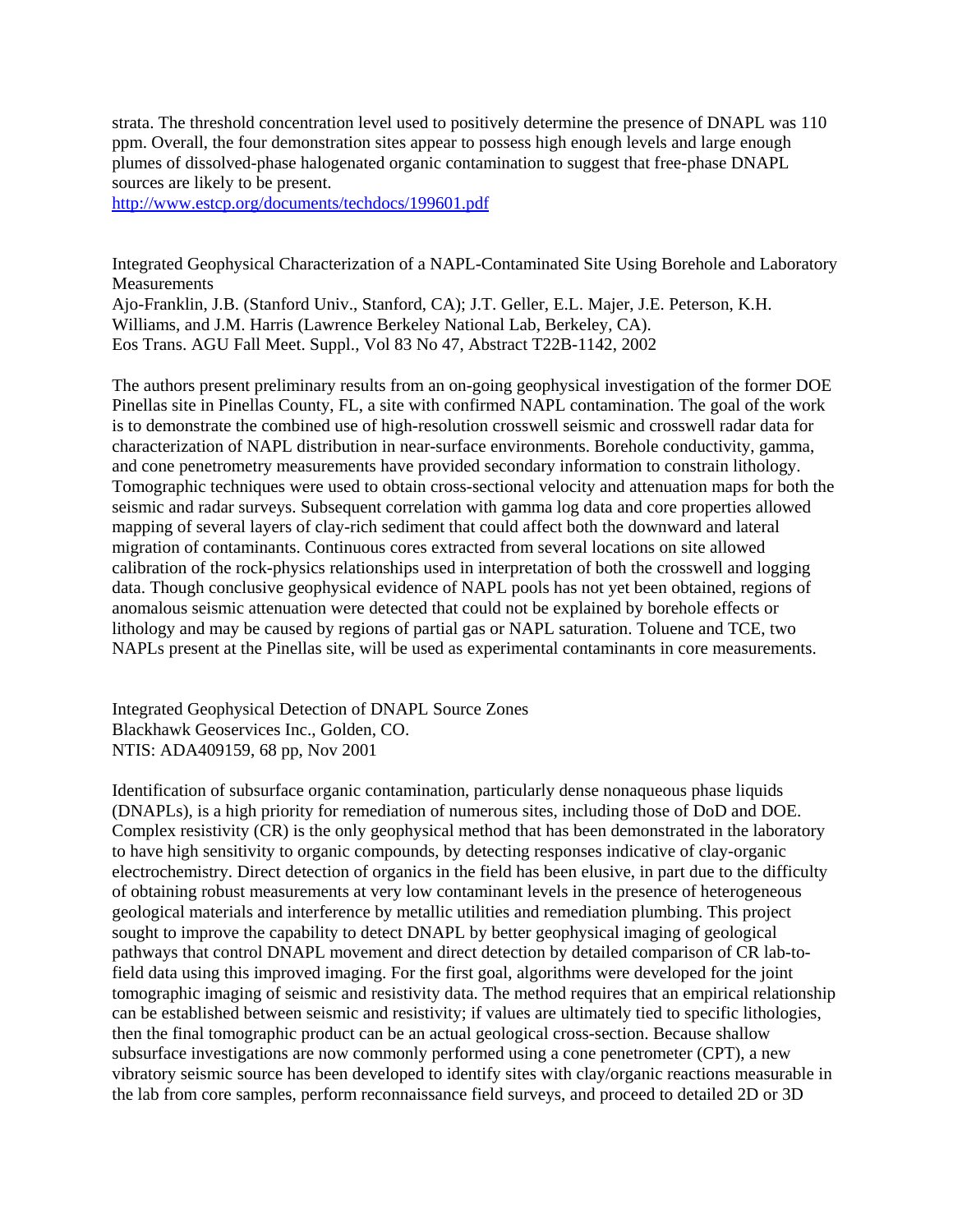strata. The threshold concentration level used to positively determine the presence of DNAPL was 110 ppm. Overall, the four demonstration sites appear to possess high enough levels and large enough plumes of dissolved-phase halogenated organic contamination to suggest that free-phase DNAPL sources are likely to be present.
http://www.estcp.org/documents/techdocs/199601.pdf

Integrated Geophysical Characterization of a NAPL-Contaminated Site Using Borehole and Laboratory Measurements
Ajo-Franklin, J.B. (Stanford Univ., Stanford, CA); J.T. Geller, E.L. Majer, J.E. Peterson, K.H. Williams, and J.M. Harris (Lawrence Berkeley National Lab, Berkeley, CA).
Eos Trans. AGU Fall Meet. Suppl., Vol 83 No 47, Abstract T22B-1142, 2002

The authors present preliminary results from an on-going geophysical investigation of the former DOE Pinellas site in Pinellas County, FL, a site with confirmed NAPL contamination. The goal of the work is to demonstrate the combined use of high-resolution crosswell seismic and crosswell radar data for characterization of NAPL distribution in near-surface environments. Borehole conductivity, gamma, and cone penetrometry measurements have provided secondary information to constrain lithology. Tomographic techniques were used to obtain cross-sectional velocity and attenuation maps for both the seismic and radar surveys. Subsequent correlation with gamma log data and core properties allowed mapping of several layers of clay-rich sediment that could affect both the downward and lateral migration of contaminants. Continuous cores extracted from several locations on site allowed calibration of the rock-physics relationships used in interpretation of both the crosswell and logging data. Though conclusive geophysical evidence of NAPL pools has not yet been obtained, regions of anomalous seismic attenuation were detected that could not be explained by borehole effects or lithology and may be caused by regions of partial gas or NAPL saturation. Toluene and TCE, two NAPLs present at the Pinellas site, will be used as experimental contaminants in core measurements.

Integrated Geophysical Detection of DNAPL Source Zones
Blackhawk Geoservices Inc., Golden, CO.
NTIS: ADA409159, 68 pp, Nov 2001

Identification of subsurface organic contamination, particularly dense nonaqueous phase liquids (DNAPLs), is a high priority for remediation of numerous sites, including those of DoD and DOE. Complex resistivity (CR) is the only geophysical method that has been demonstrated in the laboratory to have high sensitivity to organic compounds, by detecting responses indicative of clay-organic electrochemistry. Direct detection of organics in the field has been elusive, in part due to the difficulty of obtaining robust measurements at very low contaminant levels in the presence of heterogeneous geological materials and interference by metallic utilities and remediation plumbing. This project sought to improve the capability to detect DNAPL by better geophysical imaging of geological pathways that control DNAPL movement and direct detection by detailed comparison of CR lab-to-field data using this improved imaging. For the first goal, algorithms were developed for the joint tomographic imaging of seismic and resistivity data. The method requires that an empirical relationship can be established between seismic and resistivity; if values are ultimately tied to specific lithologies, then the final tomographic product can be an actual geological cross-section. Because shallow subsurface investigations are now commonly performed using a cone penetrometer (CPT), a new vibratory seismic source has been developed to identify sites with clay/organic reactions measurable in the lab from core samples, perform reconnaissance field surveys, and proceed to detailed 2D or 3D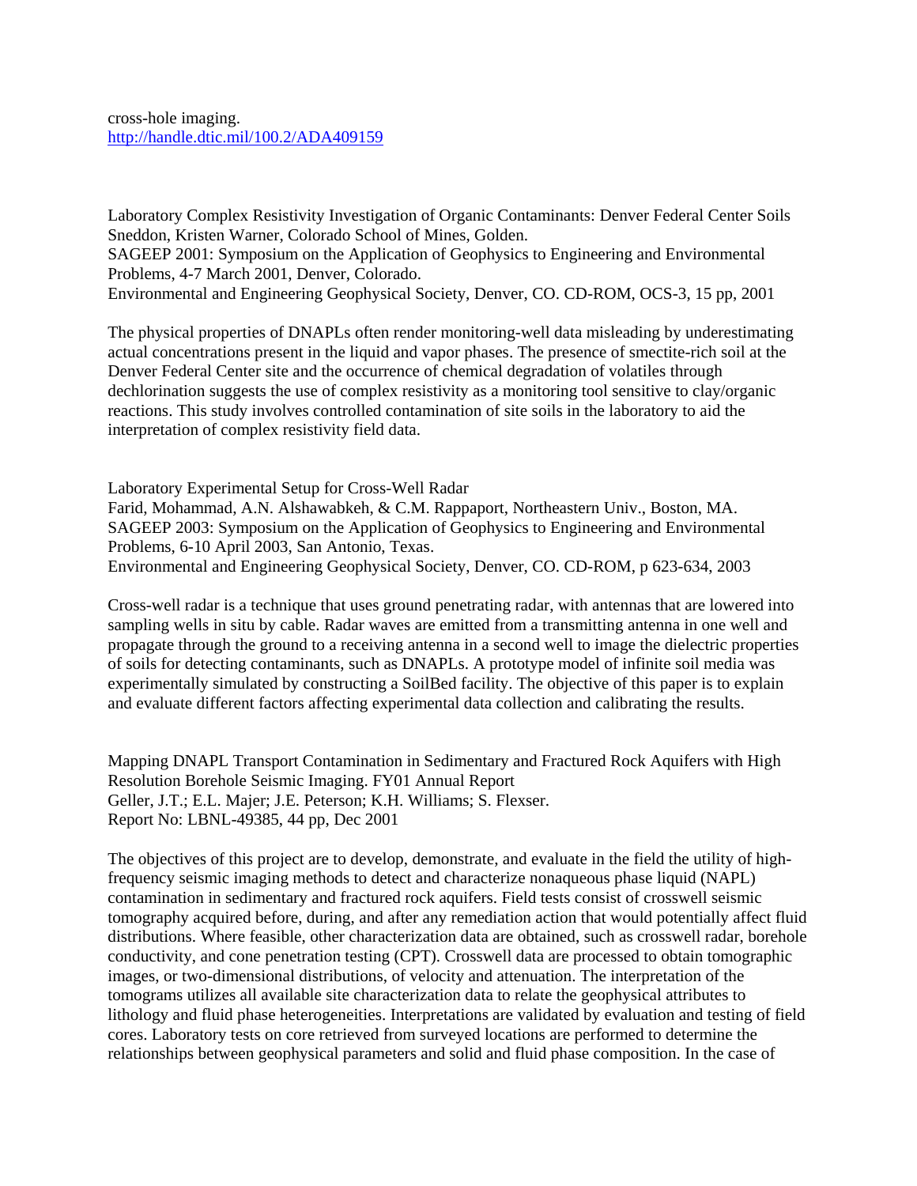cross-hole imaging.
http://handle.dtic.mil/100.2/ADA409159

Laboratory Complex Resistivity Investigation of Organic Contaminants: Denver Federal Center Soils
Sneddon, Kristen Warner, Colorado School of Mines, Golden.
SAGEEP 2001: Symposium on the Application of Geophysics to Engineering and Environmental Problems, 4-7 March 2001, Denver, Colorado.
Environmental and Engineering Geophysical Society, Denver, CO. CD-ROM, OCS-3, 15 pp, 2001

The physical properties of DNAPLs often render monitoring-well data misleading by underestimating actual concentrations present in the liquid and vapor phases. The presence of smectite-rich soil at the Denver Federal Center site and the occurrence of chemical degradation of volatiles through dechlorination suggests the use of complex resistivity as a monitoring tool sensitive to clay/organic reactions. This study involves controlled contamination of site soils in the laboratory to aid the interpretation of complex resistivity field data.

Laboratory Experimental Setup for Cross-Well Radar
Farid, Mohammad, A.N. Alshawabkeh, & C.M. Rappaport, Northeastern Univ., Boston, MA.
SAGEEP 2003: Symposium on the Application of Geophysics to Engineering and Environmental Problems, 6-10 April 2003, San Antonio, Texas.
Environmental and Engineering Geophysical Society, Denver, CO. CD-ROM, p 623-634, 2003

Cross-well radar is a technique that uses ground penetrating radar, with antennas that are lowered into sampling wells in situ by cable. Radar waves are emitted from a transmitting antenna in one well and propagate through the ground to a receiving antenna in a second well to image the dielectric properties of soils for detecting contaminants, such as DNAPLs. A prototype model of infinite soil media was experimentally simulated by constructing a SoilBed facility. The objective of this paper is to explain and evaluate different factors affecting experimental data collection and calibrating the results.

Mapping DNAPL Transport Contamination in Sedimentary and Fractured Rock Aquifers with High Resolution Borehole Seismic Imaging. FY01 Annual Report
Geller, J.T.; E.L. Majer; J.E. Peterson; K.H. Williams; S. Flexser.
Report No: LBNL-49385, 44 pp, Dec 2001

The objectives of this project are to develop, demonstrate, and evaluate in the field the utility of high-frequency seismic imaging methods to detect and characterize nonaqueous phase liquid (NAPL) contamination in sedimentary and fractured rock aquifers. Field tests consist of crosswell seismic tomography acquired before, during, and after any remediation action that would potentially affect fluid distributions. Where feasible, other characterization data are obtained, such as crosswell radar, borehole conductivity, and cone penetration testing (CPT). Crosswell data are processed to obtain tomographic images, or two-dimensional distributions, of velocity and attenuation. The interpretation of the tomograms utilizes all available site characterization data to relate the geophysical attributes to lithology and fluid phase heterogeneities. Interpretations are validated by evaluation and testing of field cores. Laboratory tests on core retrieved from surveyed locations are performed to determine the relationships between geophysical parameters and solid and fluid phase composition. In the case of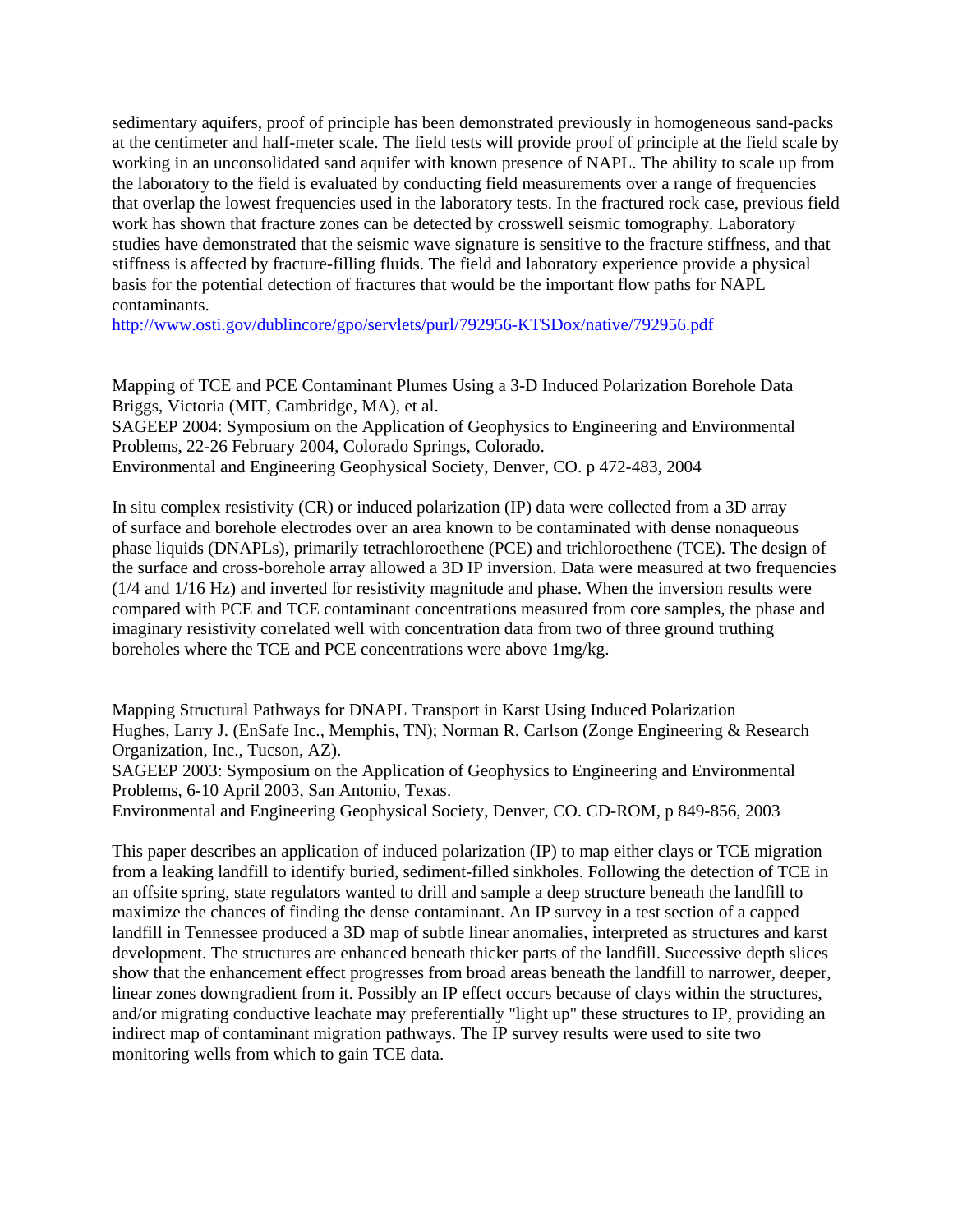sedimentary aquifers, proof of principle has been demonstrated previously in homogeneous sand-packs at the centimeter and half-meter scale. The field tests will provide proof of principle at the field scale by working in an unconsolidated sand aquifer with known presence of NAPL. The ability to scale up from the laboratory to the field is evaluated by conducting field measurements over a range of frequencies that overlap the lowest frequencies used in the laboratory tests. In the fractured rock case, previous field work has shown that fracture zones can be detected by crosswell seismic tomography. Laboratory studies have demonstrated that the seismic wave signature is sensitive to the fracture stiffness, and that stiffness is affected by fracture-filling fluids. The field and laboratory experience provide a physical basis for the potential detection of fractures that would be the important flow paths for NAPL contaminants.
http://www.osti.gov/dublincore/gpo/servlets/purl/792956-KTSDox/native/792956.pdf

Mapping of TCE and PCE Contaminant Plumes Using a 3-D Induced Polarization Borehole Data
Briggs, Victoria (MIT, Cambridge, MA), et al.
SAGEEP 2004: Symposium on the Application of Geophysics to Engineering and Environmental Problems, 22-26 February 2004, Colorado Springs, Colorado.
Environmental and Engineering Geophysical Society, Denver, CO. p 472-483, 2004

In situ complex resistivity (CR) or induced polarization (IP) data were collected from a 3D array of surface and borehole electrodes over an area known to be contaminated with dense nonaqueous phase liquids (DNAPLs), primarily tetrachloroethene (PCE) and trichloroethene (TCE). The design of the surface and cross-borehole array allowed a 3D IP inversion. Data were measured at two frequencies (1/4 and 1/16 Hz) and inverted for resistivity magnitude and phase. When the inversion results were compared with PCE and TCE contaminant concentrations measured from core samples, the phase and imaginary resistivity correlated well with concentration data from two of three ground truthing boreholes where the TCE and PCE concentrations were above 1mg/kg.

Mapping Structural Pathways for DNAPL Transport in Karst Using Induced Polarization
Hughes, Larry J. (EnSafe Inc., Memphis, TN); Norman R. Carlson (Zonge Engineering & Research Organization, Inc., Tucson, AZ).
SAGEEP 2003: Symposium on the Application of Geophysics to Engineering and Environmental Problems, 6-10 April 2003, San Antonio, Texas.
Environmental and Engineering Geophysical Society, Denver, CO. CD-ROM, p 849-856, 2003

This paper describes an application of induced polarization (IP) to map either clays or TCE migration from a leaking landfill to identify buried, sediment-filled sinkholes. Following the detection of TCE in an offsite spring, state regulators wanted to drill and sample a deep structure beneath the landfill to maximize the chances of finding the dense contaminant. An IP survey in a test section of a capped landfill in Tennessee produced a 3D map of subtle linear anomalies, interpreted as structures and karst development. The structures are enhanced beneath thicker parts of the landfill. Successive depth slices show that the enhancement effect progresses from broad areas beneath the landfill to narrower, deeper, linear zones downgradient from it. Possibly an IP effect occurs because of clays within the structures, and/or migrating conductive leachate may preferentially "light up" these structures to IP, providing an indirect map of contaminant migration pathways. The IP survey results were used to site two monitoring wells from which to gain TCE data.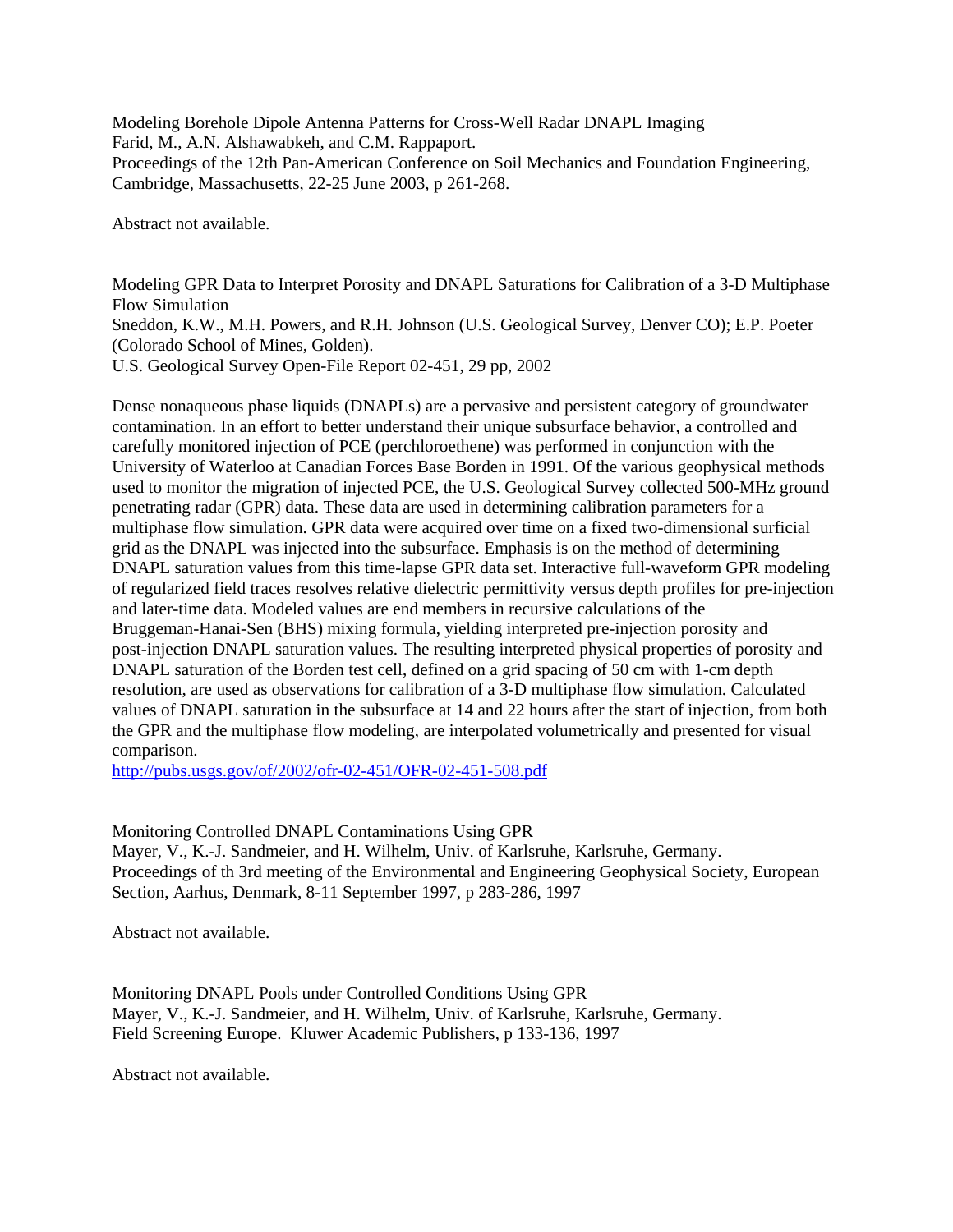Modeling Borehole Dipole Antenna Patterns for Cross-Well Radar DNAPL Imaging
Farid, M., A.N. Alshawabkeh, and C.M. Rappaport.
Proceedings of the 12th Pan-American Conference on Soil Mechanics and Foundation Engineering, Cambridge, Massachusetts, 22-25 June 2003, p 261-268.

Abstract not available.

Modeling GPR Data to Interpret Porosity and DNAPL Saturations for Calibration of a 3-D Multiphase Flow Simulation
Sneddon, K.W., M.H. Powers, and R.H. Johnson (U.S. Geological Survey, Denver CO); E.P. Poeter (Colorado School of Mines, Golden).
U.S. Geological Survey Open-File Report 02-451, 29 pp, 2002

Dense nonaqueous phase liquids (DNAPLs) are a pervasive and persistent category of groundwater contamination. In an effort to better understand their unique subsurface behavior, a controlled and carefully monitored injection of PCE (perchloroethene) was performed in conjunction with the University of Waterloo at Canadian Forces Base Borden in 1991. Of the various geophysical methods used to monitor the migration of injected PCE, the U.S. Geological Survey collected 500-MHz ground penetrating radar (GPR) data. These data are used in determining calibration parameters for a multiphase flow simulation. GPR data were acquired over time on a fixed two-dimensional surficial grid as the DNAPL was injected into the subsurface. Emphasis is on the method of determining DNAPL saturation values from this time-lapse GPR data set. Interactive full-waveform GPR modeling of regularized field traces resolves relative dielectric permittivity versus depth profiles for pre-injection and later-time data. Modeled values are end members in recursive calculations of the Bruggeman-Hanai-Sen (BHS) mixing formula, yielding interpreted pre-injection porosity and post-injection DNAPL saturation values. The resulting interpreted physical properties of porosity and DNAPL saturation of the Borden test cell, defined on a grid spacing of 50 cm with 1-cm depth resolution, are used as observations for calibration of a 3-D multiphase flow simulation. Calculated values of DNAPL saturation in the subsurface at 14 and 22 hours after the start of injection, from both the GPR and the multiphase flow modeling, are interpolated volumetrically and presented for visual comparison.
http://pubs.usgs.gov/of/2002/ofr-02-451/OFR-02-451-508.pdf

Monitoring Controlled DNAPL Contaminations Using GPR
Mayer, V., K.-J. Sandmeier, and H. Wilhelm, Univ. of Karlsruhe, Karlsruhe, Germany.
Proceedings of th 3rd meeting of the Environmental and Engineering Geophysical Society, European Section, Aarhus, Denmark, 8-11 September 1997, p 283-286, 1997

Abstract not available.

Monitoring DNAPL Pools under Controlled Conditions Using GPR
Mayer, V., K.-J. Sandmeier, and H. Wilhelm, Univ. of Karlsruhe, Karlsruhe, Germany.
Field Screening Europe. Kluwer Academic Publishers, p 133-136, 1997

Abstract not available.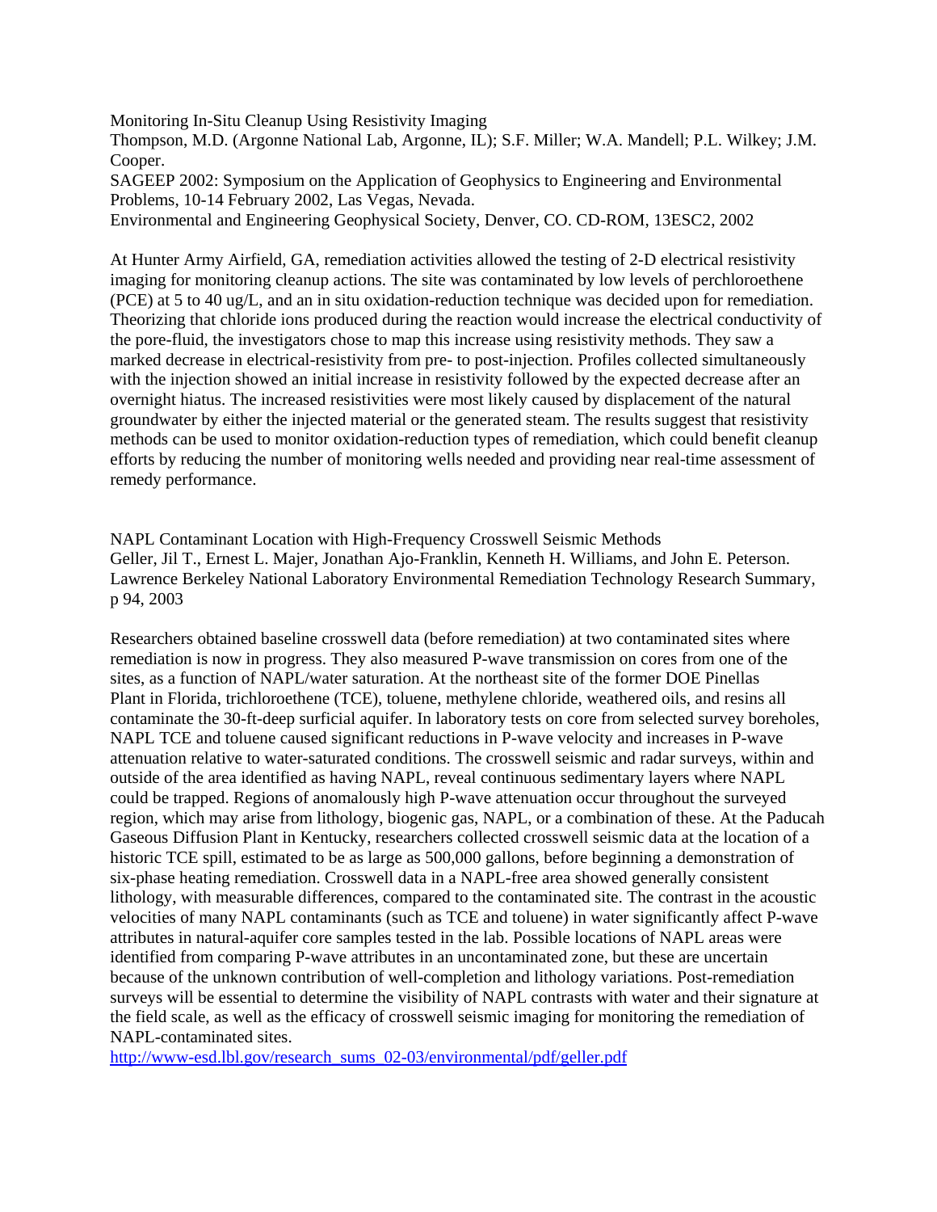Monitoring In-Situ Cleanup Using Resistivity Imaging
Thompson, M.D. (Argonne National Lab, Argonne, IL); S.F. Miller; W.A. Mandell; P.L. Wilkey; J.M. Cooper.
SAGEEP 2002: Symposium on the Application of Geophysics to Engineering and Environmental Problems, 10-14 February 2002, Las Vegas, Nevada.
Environmental and Engineering Geophysical Society, Denver, CO. CD-ROM, 13ESC2, 2002

At Hunter Army Airfield, GA, remediation activities allowed the testing of 2-D electrical resistivity imaging for monitoring cleanup actions. The site was contaminated by low levels of perchloroethene (PCE) at 5 to 40 ug/L, and an in situ oxidation-reduction technique was decided upon for remediation. Theorizing that chloride ions produced during the reaction would increase the electrical conductivity of the pore-fluid, the investigators chose to map this increase using resistivity methods. They saw a marked decrease in electrical-resistivity from pre- to post-injection. Profiles collected simultaneously with the injection showed an initial increase in resistivity followed by the expected decrease after an overnight hiatus. The increased resistivities were most likely caused by displacement of the natural groundwater by either the injected material or the generated steam. The results suggest that resistivity methods can be used to monitor oxidation-reduction types of remediation, which could benefit cleanup efforts by reducing the number of monitoring wells needed and providing near real-time assessment of remedy performance.

NAPL Contaminant Location with High-Frequency Crosswell Seismic Methods
Geller, Jil T., Ernest L. Majer, Jonathan Ajo-Franklin, Kenneth H. Williams, and John E. Peterson.
Lawrence Berkeley National Laboratory Environmental Remediation Technology Research Summary, p 94, 2003

Researchers obtained baseline crosswell data (before remediation) at two contaminated sites where remediation is now in progress. They also measured P-wave transmission on cores from one of the sites, as a function of NAPL/water saturation. At the northeast site of the former DOE Pinellas Plant in Florida, trichloroethene (TCE), toluene, methylene chloride, weathered oils, and resins all contaminate the 30-ft-deep surficial aquifer. In laboratory tests on core from selected survey boreholes, NAPL TCE and toluene caused significant reductions in P-wave velocity and increases in P-wave attenuation relative to water-saturated conditions. The crosswell seismic and radar surveys, within and outside of the area identified as having NAPL, reveal continuous sedimentary layers where NAPL could be trapped. Regions of anomalously high P-wave attenuation occur throughout the surveyed region, which may arise from lithology, biogenic gas, NAPL, or a combination of these. At the Paducah Gaseous Diffusion Plant in Kentucky, researchers collected crosswell seismic data at the location of a historic TCE spill, estimated to be as large as 500,000 gallons, before beginning a demonstration of six-phase heating remediation. Crosswell data in a NAPL-free area showed generally consistent lithology, with measurable differences, compared to the contaminated site. The contrast in the acoustic velocities of many NAPL contaminants (such as TCE and toluene) in water significantly affect P-wave attributes in natural-aquifer core samples tested in the lab. Possible locations of NAPL areas were identified from comparing P-wave attributes in an uncontaminated zone, but these are uncertain because of the unknown contribution of well-completion and lithology variations. Post-remediation surveys will be essential to determine the visibility of NAPL contrasts with water and their signature at the field scale, as well as the efficacy of crosswell seismic imaging for monitoring the remediation of NAPL-contaminated sites.
http://www-esd.lbl.gov/research_sums_02-03/environmental/pdf/geller.pdf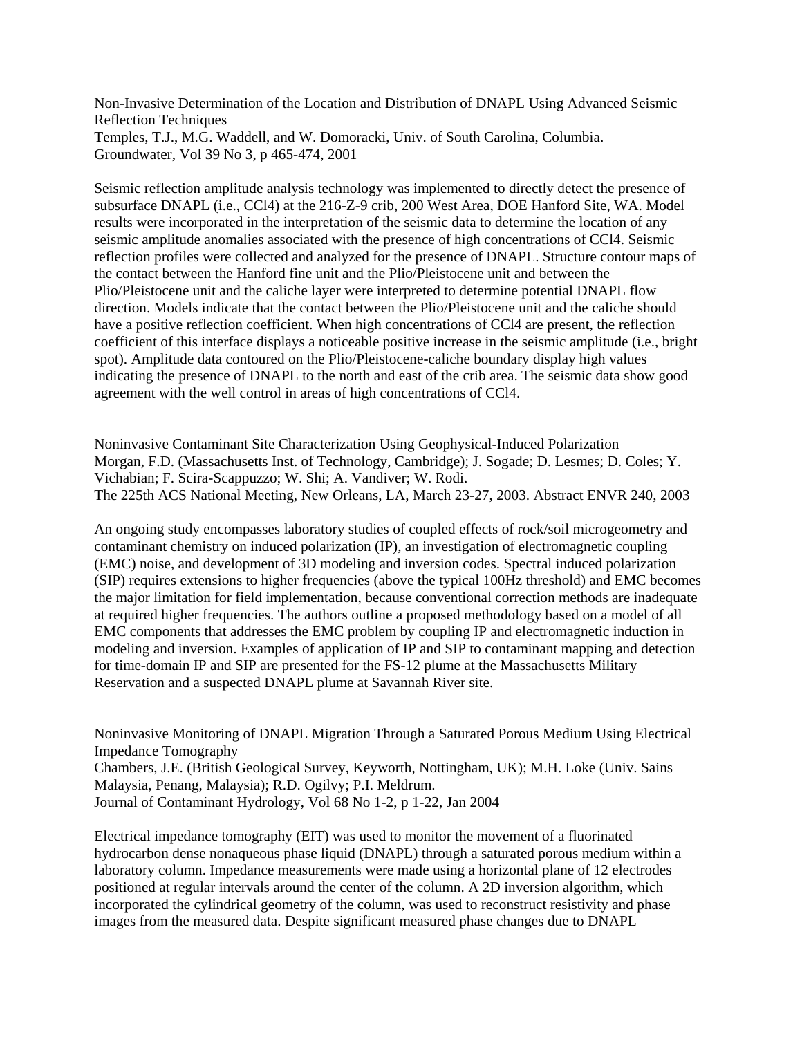Non-Invasive Determination of the Location and Distribution of DNAPL Using Advanced Seismic Reflection Techniques
Temples, T.J., M.G. Waddell, and W. Domoracki, Univ. of South Carolina, Columbia.
Groundwater, Vol 39 No 3, p 465-474, 2001

Seismic reflection amplitude analysis technology was implemented to directly detect the presence of subsurface DNAPL (i.e., $CCl_4$) at the 216-Z-9 crib, 200 West Area, DOE Hanford Site, WA. Model results were incorporated in the interpretation of the seismic data to determine the location of any seismic amplitude anomalies associated with the presence of high concentrations of $CCl_4$. Seismic reflection profiles were collected and analyzed for the presence of DNAPL. Structure contour maps of the contact between the Hanford fine unit and the Plio/Pleistocene unit and between the Plio/Pleistocene unit and the caliche layer were interpreted to determine potential DNAPL flow direction. Models indicate that the contact between the Plio/Pleistocene unit and the caliche should have a positive reflection coefficient. When high concentrations of $CCl_4$ are present, the reflection coefficient of this interface displays a noticeable positive increase in the seismic amplitude (i.e., bright spot). Amplitude data contoured on the Plio/Pleistocene-caliche boundary display high values indicating the presence of DNAPL to the north and east of the crib area. The seismic data show good agreement with the well control in areas of high concentrations of $CCl_4$.

Noninvasive Contaminant Site Characterization Using Geophysical-Induced Polarization
Morgan, F.D. (Massachusetts Inst. of Technology, Cambridge); J. Sogade; D. Lesmes; D. Coles; Y. Vichabian; F. Scira-Scappuzzo; W. Shi; A. Vandiver; W. Rodi.
The 225th ACS National Meeting, New Orleans, LA, March 23-27, 2003. Abstract ENVR 240, 2003

An ongoing study encompasses laboratory studies of coupled effects of rock/soil microgeometry and contaminant chemistry on induced polarization (IP), an investigation of electromagnetic coupling (EMC) noise, and development of 3D modeling and inversion codes. Spectral induced polarization (SIP) requires extensions to higher frequencies (above the typical 100Hz threshold) and EMC becomes the major limitation for field implementation, because conventional correction methods are inadequate at required higher frequencies. The authors outline a proposed methodology based on a model of all EMC components that addresses the EMC problem by coupling IP and electromagnetic induction in modeling and inversion. Examples of application of IP and SIP to contaminant mapping and detection for time-domain IP and SIP are presented for the FS-12 plume at the Massachusetts Military Reservation and a suspected DNAPL plume at Savannah River site.

Noninvasive Monitoring of DNAPL Migration Through a Saturated Porous Medium Using Electrical Impedance Tomography
Chambers, J.E. (British Geological Survey, Keyworth, Nottingham, UK); M.H. Loke (Univ. Sains Malaysia, Penang, Malaysia); R.D. Ogilvy; P.I. Meldrum.
Journal of Contaminant Hydrology, Vol 68 No 1-2, p 1-22, Jan 2004

Electrical impedance tomography (EIT) was used to monitor the movement of a fluorinated hydrocarbon dense nonaqueous phase liquid (DNAPL) through a saturated porous medium within a laboratory column. Impedance measurements were made using a horizontal plane of 12 electrodes positioned at regular intervals around the center of the column. A 2D inversion algorithm, which incorporated the cylindrical geometry of the column, was used to reconstruct resistivity and phase images from the measured data. Despite significant measured phase changes due to DNAPL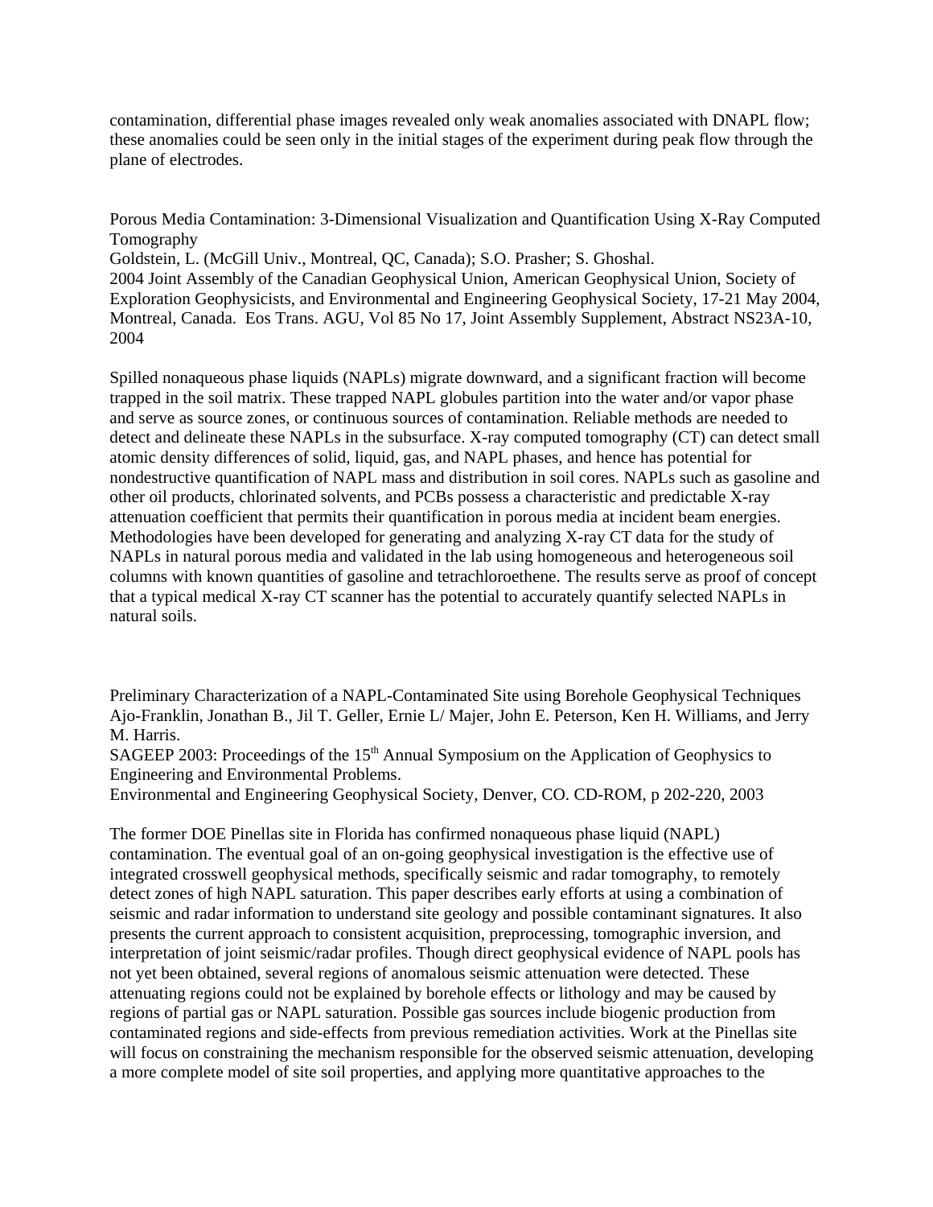contamination, differential phase images revealed only weak anomalies associated with DNAPL flow; these anomalies could be seen only in the initial stages of the experiment during peak flow through the plane of electrodes.

Porous Media Contamination: 3-Dimensional Visualization and Quantification Using X-Ray Computed Tomography
Goldstein, L. (McGill Univ., Montreal, QC, Canada); S.O. Prasher; S. Ghoshal.
2004 Joint Assembly of the Canadian Geophysical Union, American Geophysical Union, Society of Exploration Geophysicists, and Environmental and Engineering Geophysical Society, 17-21 May 2004, Montreal, Canada. Eos Trans. AGU, Vol 85 No 17, Joint Assembly Supplement, Abstract NS23A-10, 2004

Spilled nonaqueous phase liquids (NAPLs) migrate downward, and a significant fraction will become trapped in the soil matrix. These trapped NAPL globules partition into the water and/or vapor phase and serve as source zones, or continuous sources of contamination. Reliable methods are needed to detect and delineate these NAPLs in the subsurface. X-ray computed tomography (CT) can detect small atomic density differences of solid, liquid, gas, and NAPL phases, and hence has potential for nondestructive quantification of NAPL mass and distribution in soil cores. NAPLs such as gasoline and other oil products, chlorinated solvents, and PCBs possess a characteristic and predictable X-ray attenuation coefficient that permits their quantification in porous media at incident beam energies. Methodologies have been developed for generating and analyzing X-ray CT data for the study of NAPLs in natural porous media and validated in the lab using homogeneous and heterogeneous soil columns with known quantities of gasoline and tetrachloroethene. The results serve as proof of concept that a typical medical X-ray CT scanner has the potential to accurately quantify selected NAPLs in natural soils.

Preliminary Characterization of a NAPL-Contaminated Site using Borehole Geophysical Techniques
Ajo-Franklin, Jonathan B., Jil T. Geller, Ernie L/ Majer, John E. Peterson, Ken H. Williams, and Jerry M. Harris.
SAGEEP 2003: Proceedings of the 15th Annual Symposium on the Application of Geophysics to Engineering and Environmental Problems.
Environmental and Engineering Geophysical Society, Denver, CO. CD-ROM, p 202-220, 2003

The former DOE Pinellas site in Florida has confirmed nonaqueous phase liquid (NAPL) contamination. The eventual goal of an on-going geophysical investigation is the effective use of integrated crosswell geophysical methods, specifically seismic and radar tomography, to remotely detect zones of high NAPL saturation. This paper describes early efforts at using a combination of seismic and radar information to understand site geology and possible contaminant signatures. It also presents the current approach to consistent acquisition, preprocessing, tomographic inversion, and interpretation of joint seismic/radar profiles. Though direct geophysical evidence of NAPL pools has not yet been obtained, several regions of anomalous seismic attenuation were detected. These attenuating regions could not be explained by borehole effects or lithology and may be caused by regions of partial gas or NAPL saturation. Possible gas sources include biogenic production from contaminated regions and side-effects from previous remediation activities. Work at the Pinellas site will focus on constraining the mechanism responsible for the observed seismic attenuation, developing a more complete model of site soil properties, and applying more quantitative approaches to the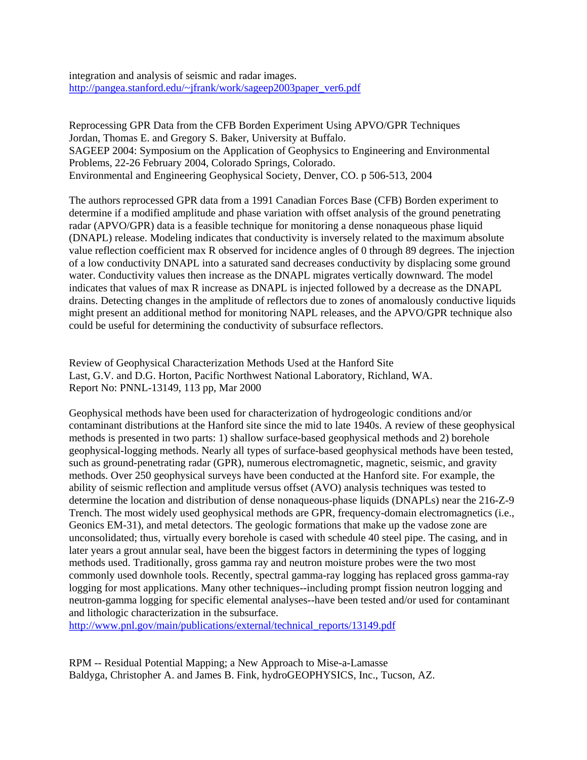integration and analysis of seismic and radar images.
http://pangea.stanford.edu/~jfrank/work/sageep2003paper_ver6.pdf

Reprocessing GPR Data from the CFB Borden Experiment Using APVO/GPR Techniques
Jordan, Thomas E. and Gregory S. Baker, University at Buffalo.
SAGEEP 2004: Symposium on the Application of Geophysics to Engineering and Environmental Problems, 22-26 February 2004, Colorado Springs, Colorado.
Environmental and Engineering Geophysical Society, Denver, CO. p 506-513, 2004

The authors reprocessed GPR data from a 1991 Canadian Forces Base (CFB) Borden experiment to determine if a modified amplitude and phase variation with offset analysis of the ground penetrating radar (APVO/GPR) data is a feasible technique for monitoring a dense nonaqueous phase liquid (DNAPL) release. Modeling indicates that conductivity is inversely related to the maximum absolute value reflection coefficient max R observed for incidence angles of 0 through 89 degrees. The injection of a low conductivity DNAPL into a saturated sand decreases conductivity by displacing some ground water. Conductivity values then increase as the DNAPL migrates vertically downward. The model indicates that values of max R increase as DNAPL is injected followed by a decrease as the DNAPL drains. Detecting changes in the amplitude of reflectors due to zones of anomalously conductive liquids might present an additional method for monitoring NAPL releases, and the APVO/GPR technique also could be useful for determining the conductivity of subsurface reflectors.

Review of Geophysical Characterization Methods Used at the Hanford Site
Last, G.V. and D.G. Horton, Pacific Northwest National Laboratory, Richland, WA.
Report No: PNNL-13149, 113 pp, Mar 2000

Geophysical methods have been used for characterization of hydrogeologic conditions and/or contaminant distributions at the Hanford site since the mid to late 1940s. A review of these geophysical methods is presented in two parts: 1) shallow surface-based geophysical methods and 2) borehole geophysical-logging methods. Nearly all types of surface-based geophysical methods have been tested, such as ground-penetrating radar (GPR), numerous electromagnetic, magnetic, seismic, and gravity methods. Over 250 geophysical surveys have been conducted at the Hanford site. For example, the ability of seismic reflection and amplitude versus offset (AVO) analysis techniques was tested to determine the location and distribution of dense nonaqueous-phase liquids (DNAPLs) near the 216-Z-9 Trench. The most widely used geophysical methods are GPR, frequency-domain electromagnetics (i.e., Geonics EM-31), and metal detectors. The geologic formations that make up the vadose zone are unconsolidated; thus, virtually every borehole is cased with schedule 40 steel pipe. The casing, and in later years a grout annular seal, have been the biggest factors in determining the types of logging methods used. Traditionally, gross gamma ray and neutron moisture probes were the two most commonly used downhole tools. Recently, spectral gamma-ray logging has replaced gross gamma-ray logging for most applications. Many other techniques--including prompt fission neutron logging and neutron-gamma logging for specific elemental analyses--have been tested and/or used for contaminant and lithologic characterization in the subsurface.
http://www.pnl.gov/main/publications/external/technical_reports/13149.pdf

RPM -- Residual Potential Mapping; a New Approach to Mise-a-Lamasse
Baldyga, Christopher A. and James B. Fink, hydroGEOPHYSICS, Inc., Tucson, AZ.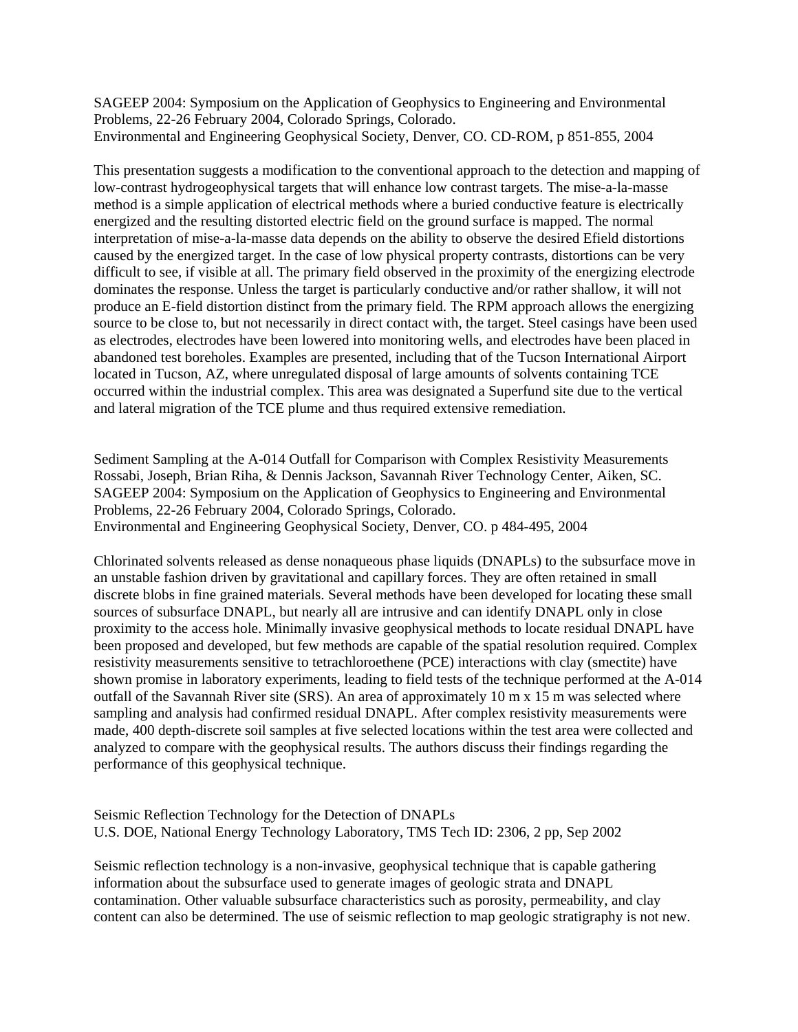SAGEEP 2004: Symposium on the Application of Geophysics to Engineering and Environmental Problems, 22-26 February 2004, Colorado Springs, Colorado.
Environmental and Engineering Geophysical Society, Denver, CO. CD-ROM, p 851-855, 2004

This presentation suggests a modification to the conventional approach to the detection and mapping of low-contrast hydrogeophysical targets that will enhance low contrast targets. The mise-a-la-masse method is a simple application of electrical methods where a buried conductive feature is electrically energized and the resulting distorted electric field on the ground surface is mapped. The normal interpretation of mise-a-la-masse data depends on the ability to observe the desired Efield distortions caused by the energized target. In the case of low physical property contrasts, distortions can be very difficult to see, if visible at all. The primary field observed in the proximity of the energizing electrode dominates the response. Unless the target is particularly conductive and/or rather shallow, it will not produce an E-field distortion distinct from the primary field. The RPM approach allows the energizing source to be close to, but not necessarily in direct contact with, the target. Steel casings have been used as electrodes, electrodes have been lowered into monitoring wells, and electrodes have been placed in abandoned test boreholes. Examples are presented, including that of the Tucson International Airport located in Tucson, AZ, where unregulated disposal of large amounts of solvents containing TCE occurred within the industrial complex. This area was designated a Superfund site due to the vertical and lateral migration of the TCE plume and thus required extensive remediation.

Sediment Sampling at the A-014 Outfall for Comparison with Complex Resistivity Measurements
Rossabi, Joseph, Brian Riha, & Dennis Jackson, Savannah River Technology Center, Aiken, SC.
SAGEEP 2004: Symposium on the Application of Geophysics to Engineering and Environmental Problems, 22-26 February 2004, Colorado Springs, Colorado.
Environmental and Engineering Geophysical Society, Denver, CO. p 484-495, 2004

Chlorinated solvents released as dense nonaqueous phase liquids (DNAPLs) to the subsurface move in an unstable fashion driven by gravitational and capillary forces. They are often retained in small discrete blobs in fine grained materials. Several methods have been developed for locating these small sources of subsurface DNAPL, but nearly all are intrusive and can identify DNAPL only in close proximity to the access hole. Minimally invasive geophysical methods to locate residual DNAPL have been proposed and developed, but few methods are capable of the spatial resolution required. Complex resistivity measurements sensitive to tetrachloroethene (PCE) interactions with clay (smectite) have shown promise in laboratory experiments, leading to field tests of the technique performed at the A-014 outfall of the Savannah River site (SRS). An area of approximately 10 m x 15 m was selected where sampling and analysis had confirmed residual DNAPL. After complex resistivity measurements were made, 400 depth-discrete soil samples at five selected locations within the test area were collected and analyzed to compare with the geophysical results. The authors discuss their findings regarding the performance of this geophysical technique.

Seismic Reflection Technology for the Detection of DNAPLs
U.S. DOE, National Energy Technology Laboratory, TMS Tech ID: 2306, 2 pp, Sep 2002

Seismic reflection technology is a non-invasive, geophysical technique that is capable gathering information about the subsurface used to generate images of geologic strata and DNAPL contamination. Other valuable subsurface characteristics such as porosity, permeability, and clay content can also be determined. The use of seismic reflection to map geologic stratigraphy is not new.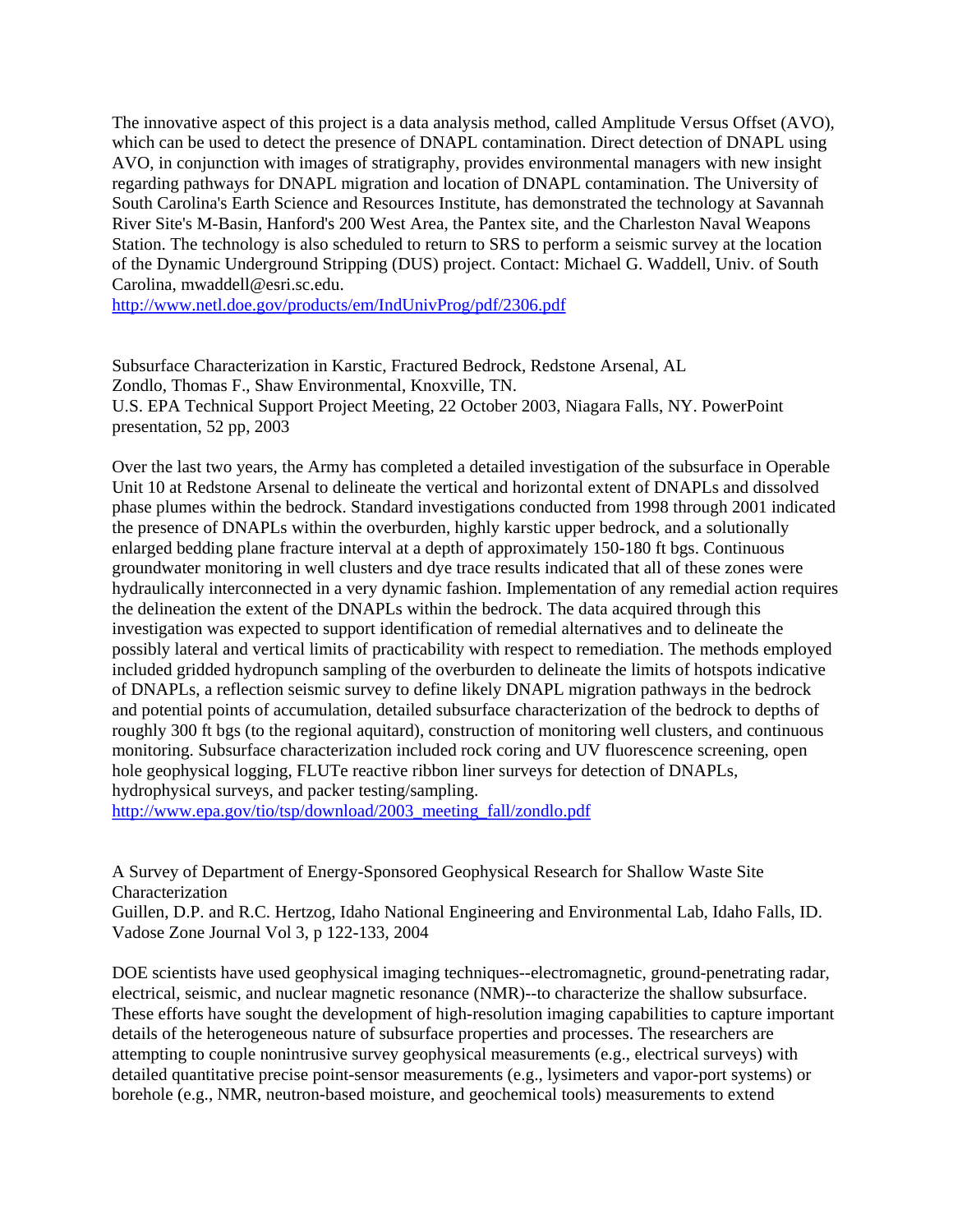The innovative aspect of this project is a data analysis method, called Amplitude Versus Offset (AVO), which can be used to detect the presence of DNAPL contamination. Direct detection of DNAPL using AVO, in conjunction with images of stratigraphy, provides environmental managers with new insight regarding pathways for DNAPL migration and location of DNAPL contamination. The University of South Carolina's Earth Science and Resources Institute, has demonstrated the technology at Savannah River Site's M-Basin, Hanford's 200 West Area, the Pantex site, and the Charleston Naval Weapons Station. The technology is also scheduled to return to SRS to perform a seismic survey at the location of the Dynamic Underground Stripping (DUS) project. Contact: Michael G. Waddell, Univ. of South Carolina, mwaddell@esri.sc.edu.
http://www.netl.doe.gov/products/em/IndUnivProg/pdf/2306.pdf

Subsurface Characterization in Karstic, Fractured Bedrock, Redstone Arsenal, AL
Zondlo, Thomas F., Shaw Environmental, Knoxville, TN.
U.S. EPA Technical Support Project Meeting, 22 October 2003, Niagara Falls, NY. PowerPoint presentation, 52 pp, 2003

Over the last two years, the Army has completed a detailed investigation of the subsurface in Operable Unit 10 at Redstone Arsenal to delineate the vertical and horizontal extent of DNAPLs and dissolved phase plumes within the bedrock. Standard investigations conducted from 1998 through 2001 indicated the presence of DNAPLs within the overburden, highly karstic upper bedrock, and a solutionally enlarged bedding plane fracture interval at a depth of approximately 150-180 ft bgs. Continuous groundwater monitoring in well clusters and dye trace results indicated that all of these zones were hydraulically interconnected in a very dynamic fashion. Implementation of any remedial action requires the delineation the extent of the DNAPLs within the bedrock. The data acquired through this investigation was expected to support identification of remedial alternatives and to delineate the possibly lateral and vertical limits of practicability with respect to remediation. The methods employed included gridded hydropunch sampling of the overburden to delineate the limits of hotspots indicative of DNAPLs, a reflection seismic survey to define likely DNAPL migration pathways in the bedrock and potential points of accumulation, detailed subsurface characterization of the bedrock to depths of roughly 300 ft bgs (to the regional aquitard), construction of monitoring well clusters, and continuous monitoring. Subsurface characterization included rock coring and UV fluorescence screening, open hole geophysical logging, FLUTe reactive ribbon liner surveys for detection of DNAPLs, hydrophysical surveys, and packer testing/sampling.
http://www.epa.gov/tio/tsp/download/2003_meeting_fall/zondlo.pdf

A Survey of Department of Energy-Sponsored Geophysical Research for Shallow Waste Site Characterization
Guillen, D.P. and R.C. Hertzog, Idaho National Engineering and Environmental Lab, Idaho Falls, ID.
Vadose Zone Journal Vol 3, p 122-133, 2004

DOE scientists have used geophysical imaging techniques--electromagnetic, ground-penetrating radar, electrical, seismic, and nuclear magnetic resonance (NMR)--to characterize the shallow subsurface. These efforts have sought the development of high-resolution imaging capabilities to capture important details of the heterogeneous nature of subsurface properties and processes. The researchers are attempting to couple nonintrusive survey geophysical measurements (e.g., electrical surveys) with detailed quantitative precise point-sensor measurements (e.g., lysimeters and vapor-port systems) or borehole (e.g., NMR, neutron-based moisture, and geochemical tools) measurements to extend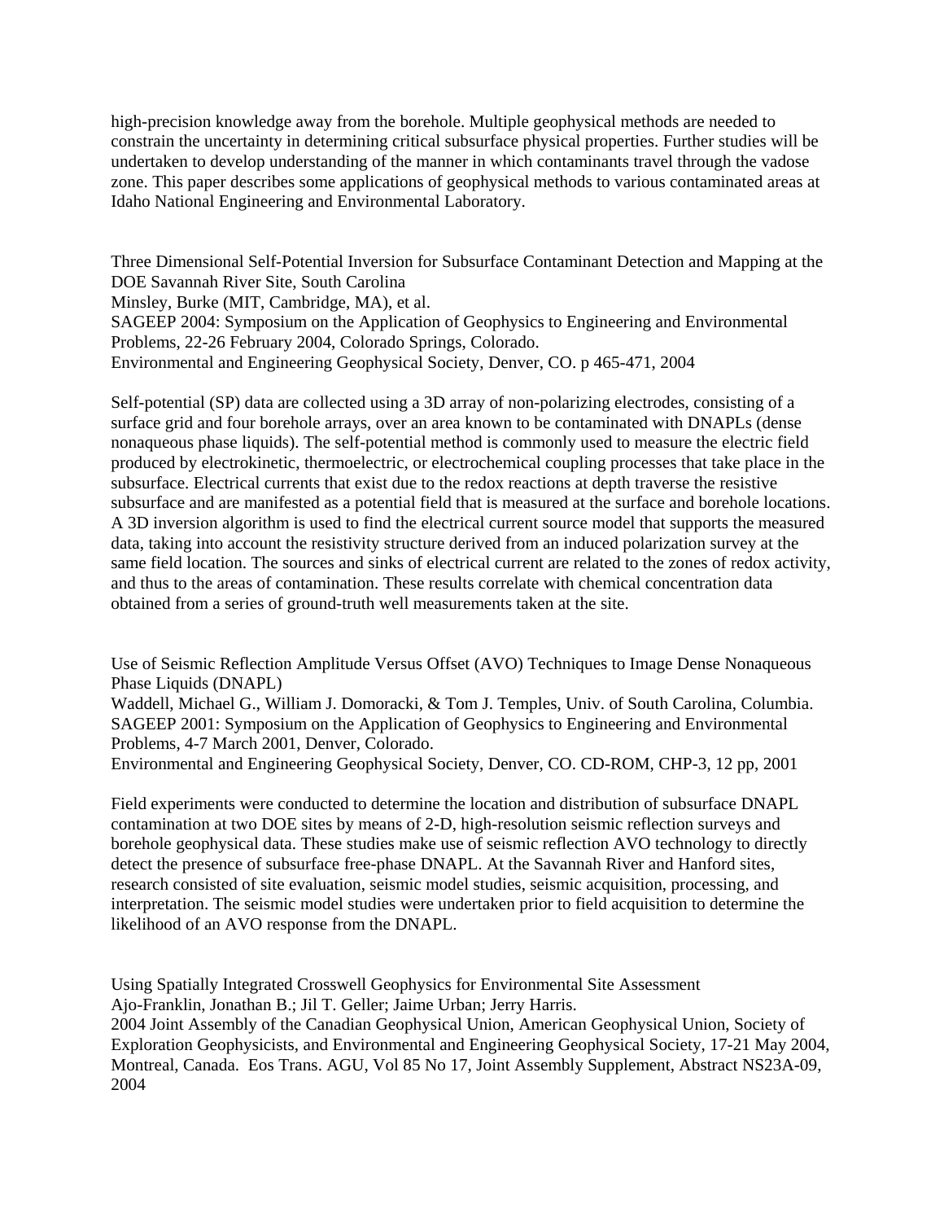high-precision knowledge away from the borehole. Multiple geophysical methods are needed to constrain the uncertainty in determining critical subsurface physical properties. Further studies will be undertaken to develop understanding of the manner in which contaminants travel through the vadose zone. This paper describes some applications of geophysical methods to various contaminated areas at Idaho National Engineering and Environmental Laboratory.

Three Dimensional Self-Potential Inversion for Subsurface Contaminant Detection and Mapping at the DOE Savannah River Site, South Carolina
Minsley, Burke (MIT, Cambridge, MA), et al.
SAGEEP 2004: Symposium on the Application of Geophysics to Engineering and Environmental Problems, 22-26 February 2004, Colorado Springs, Colorado.
Environmental and Engineering Geophysical Society, Denver, CO. p 465-471, 2004

Self-potential (SP) data are collected using a 3D array of non-polarizing electrodes, consisting of a surface grid and four borehole arrays, over an area known to be contaminated with DNAPLs (dense nonaqueous phase liquids). The self-potential method is commonly used to measure the electric field produced by electrokinetic, thermoelectric, or electrochemical coupling processes that take place in the subsurface. Electrical currents that exist due to the redox reactions at depth traverse the resistive subsurface and are manifested as a potential field that is measured at the surface and borehole locations. A 3D inversion algorithm is used to find the electrical current source model that supports the measured data, taking into account the resistivity structure derived from an induced polarization survey at the same field location. The sources and sinks of electrical current are related to the zones of redox activity, and thus to the areas of contamination. These results correlate with chemical concentration data obtained from a series of ground-truth well measurements taken at the site.

Use of Seismic Reflection Amplitude Versus Offset (AVO) Techniques to Image Dense Nonaqueous Phase Liquids (DNAPL)
Waddell, Michael G., William J. Domoracki, & Tom J. Temples, Univ. of South Carolina, Columbia.
SAGEEP 2001: Symposium on the Application of Geophysics to Engineering and Environmental Problems, 4-7 March 2001, Denver, Colorado.
Environmental and Engineering Geophysical Society, Denver, CO. CD-ROM, CHP-3, 12 pp, 2001

Field experiments were conducted to determine the location and distribution of subsurface DNAPL contamination at two DOE sites by means of 2-D, high-resolution seismic reflection surveys and borehole geophysical data. These studies make use of seismic reflection AVO technology to directly detect the presence of subsurface free-phase DNAPL. At the Savannah River and Hanford sites, research consisted of site evaluation, seismic model studies, seismic acquisition, processing, and interpretation. The seismic model studies were undertaken prior to field acquisition to determine the likelihood of an AVO response from the DNAPL.

Using Spatially Integrated Crosswell Geophysics for Environmental Site Assessment
Ajo-Franklin, Jonathan B.; Jil T. Geller; Jaime Urban; Jerry Harris.
2004 Joint Assembly of the Canadian Geophysical Union, American Geophysical Union, Society of Exploration Geophysicists, and Environmental and Engineering Geophysical Society, 17-21 May 2004, Montreal, Canada. Eos Trans. AGU, Vol 85 No 17, Joint Assembly Supplement, Abstract NS23A-09, 2004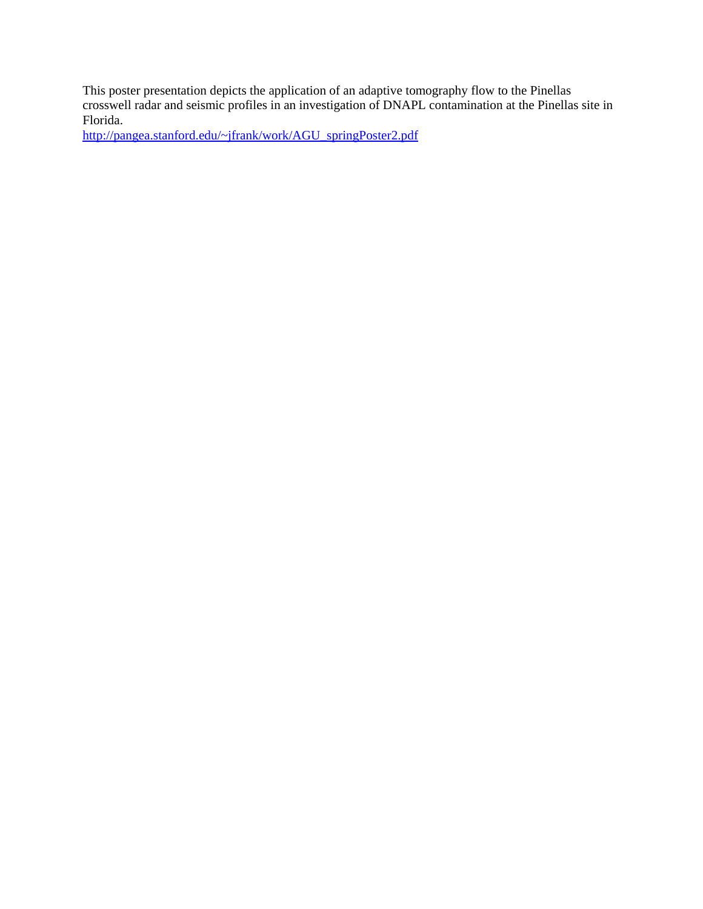This poster presentation depicts the application of an adaptive tomography flow to the Pinellas crosswell radar and seismic profiles in an investigation of DNAPL contamination at the Pinellas site in Florida.

[http://pangea.stanford.edu/~jfrank/work/AGU_springPoster2.pdf](http://pangea.stanford.edu/~jfrank/work/AGU_springPoster2.pdf)